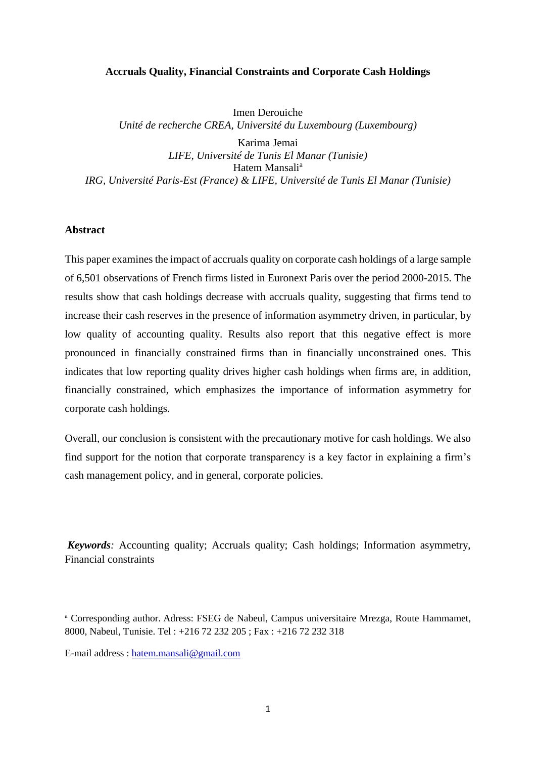# Accruals Quality, Financial Constraints and Corporate Cash Holdings

Imen Derouiche
*Unité de recherche CREA, Université du Luxembourg (Luxembourg)*

Karima Jemai
*LIFE, Université de Tunis El Manar (Tunisie)*

Hatem Mansali[a]
*IRG, Université Paris-Est (France) & LIFE, Université de Tunis El Manar (Tunisie)*

## Abstract

This paper examines the impact of accruals quality on corporate cash holdings of a large sample of 6,501 observations of French firms listed in Euronext Paris over the period 2000-2015. The results show that cash holdings decrease with accruals quality, suggesting that firms tend to increase their cash reserves in the presence of information asymmetry driven, in particular, by low quality of accounting quality. Results also report that this negative effect is more pronounced in financially constrained firms than in financially unconstrained ones. This indicates that low reporting quality drives higher cash holdings when firms are, in addition, financially constrained, which emphasizes the importance of information asymmetry for corporate cash holdings.

Overall, our conclusion is consistent with the precautionary motive for cash holdings. We also find support for the notion that corporate transparency is a key factor in explaining a firm's cash management policy, and in general, corporate policies.

***Keywords**:* Accounting quality; Accruals quality; Cash holdings; Information asymmetry, Financial constraints

[a] Corresponding author. Adress: FSEG de Nabeul, Campus universitaire Mrezga, Route Hammamet, 8000, Nabeul, Tunisie. Tel : +216 72 232 205 ; Fax : +216 72 232 318

E-mail address : hatem.mansali@gmail.com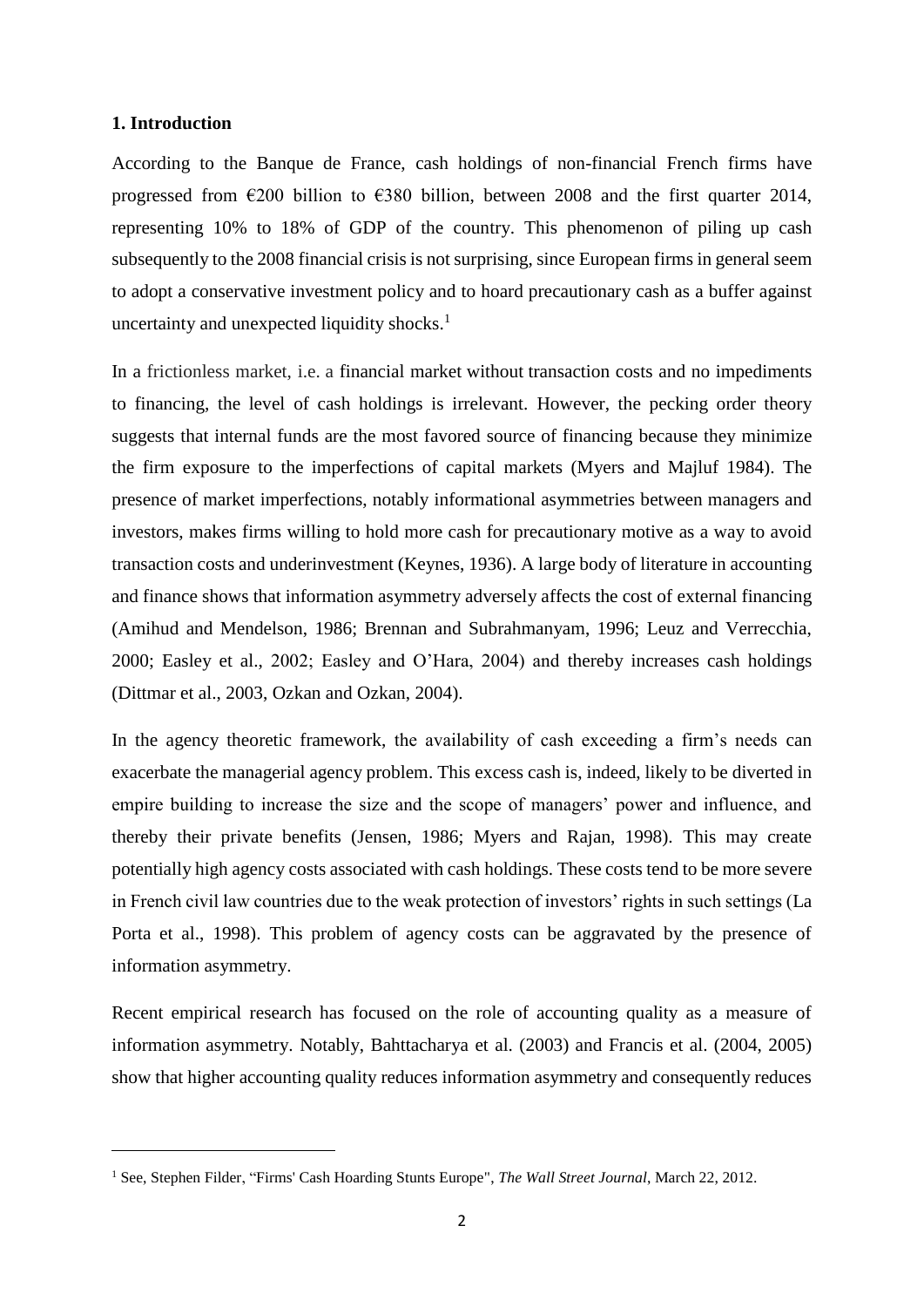## 1. Introduction

According to the Banque de France, cash holdings of non-financial French firms have progressed from €200 billion to €380 billion, between 2008 and the first quarter 2014, representing 10% to 18% of GDP of the country. This phenomenon of piling up cash subsequently to the 2008 financial crisis is not surprising, since European firms in general seem to adopt a conservative investment policy and to hoard precautionary cash as a buffer against uncertainty and unexpected liquidity shocks.[1]

In a frictionless market, i.e. a financial market without transaction costs and no impediments to financing, the level of cash holdings is irrelevant. However, the pecking order theory suggests that internal funds are the most favored source of financing because they minimize the firm exposure to the imperfections of capital markets (Myers and Majluf 1984). The presence of market imperfections, notably informational asymmetries between managers and investors, makes firms willing to hold more cash for precautionary motive as a way to avoid transaction costs and underinvestment (Keynes, 1936). A large body of literature in accounting and finance shows that information asymmetry adversely affects the cost of external financing (Amihud and Mendelson, 1986; Brennan and Subrahmanyam, 1996; Leuz and Verrecchia, 2000; Easley et al., 2002; Easley and O'Hara, 2004) and thereby increases cash holdings (Dittmar et al., 2003, Ozkan and Ozkan, 2004).

In the agency theoretic framework, the availability of cash exceeding a firm's needs can exacerbate the managerial agency problem. This excess cash is, indeed, likely to be diverted in empire building to increase the size and the scope of managers' power and influence, and thereby their private benefits (Jensen, 1986; Myers and Rajan, 1998). This may create potentially high agency costs associated with cash holdings. These costs tend to be more severe in French civil law countries due to the weak protection of investors' rights in such settings (La Porta et al., 1998). This problem of agency costs can be aggravated by the presence of information asymmetry.

Recent empirical research has focused on the role of accounting quality as a measure of information asymmetry. Notably, Bahttacharya et al. (2003) and Francis et al. (2004, 2005) show that higher accounting quality reduces information asymmetry and consequently reduces

---

[1] See, Stephen Filder, "Firms' Cash Hoarding Stunts Europe", *The Wall Street Journal*, March 22, 2012.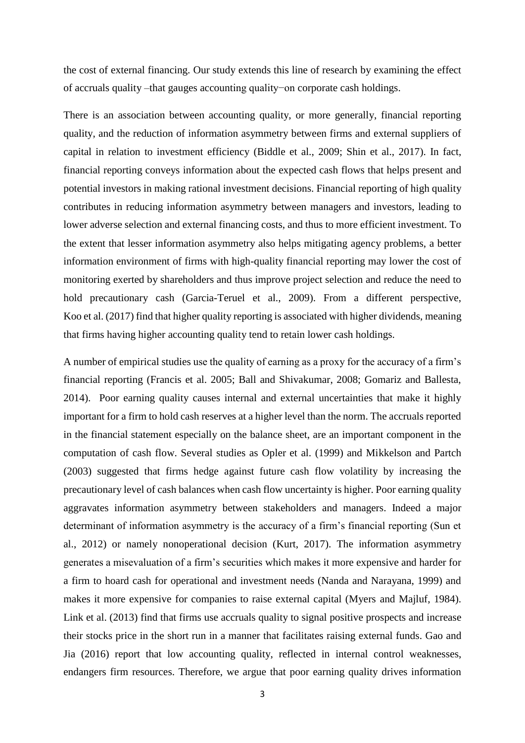the cost of external financing. Our study extends this line of research by examining the effect of accruals quality –that gauges accounting quality−on corporate cash holdings.

There is an association between accounting quality, or more generally, financial reporting quality, and the reduction of information asymmetry between firms and external suppliers of capital in relation to investment efficiency (Biddle et al., 2009; Shin et al., 2017). In fact, financial reporting conveys information about the expected cash flows that helps present and potential investors in making rational investment decisions. Financial reporting of high quality contributes in reducing information asymmetry between managers and investors, leading to lower adverse selection and external financing costs, and thus to more efficient investment. To the extent that lesser information asymmetry also helps mitigating agency problems, a better information environment of firms with high-quality financial reporting may lower the cost of monitoring exerted by shareholders and thus improve project selection and reduce the need to hold precautionary cash (Garcia-Teruel et al., 2009). From a different perspective, Koo et al. (2017) find that higher quality reporting is associated with higher dividends, meaning that firms having higher accounting quality tend to retain lower cash holdings.

A number of empirical studies use the quality of earning as a proxy for the accuracy of a firm's financial reporting (Francis et al. 2005; Ball and Shivakumar, 2008; Gomariz and Ballesta, 2014). Poor earning quality causes internal and external uncertainties that make it highly important for a firm to hold cash reserves at a higher level than the norm. The accruals reported in the financial statement especially on the balance sheet, are an important component in the computation of cash flow. Several studies as Opler et al. (1999) and Mikkelson and Partch (2003) suggested that firms hedge against future cash flow volatility by increasing the precautionary level of cash balances when cash flow uncertainty is higher. Poor earning quality aggravates information asymmetry between stakeholders and managers. Indeed a major determinant of information asymmetry is the accuracy of a firm's financial reporting (Sun et al., 2012) or namely nonoperational decision (Kurt, 2017). The information asymmetry generates a misevaluation of a firm's securities which makes it more expensive and harder for a firm to hoard cash for operational and investment needs (Nanda and Narayana, 1999) and makes it more expensive for companies to raise external capital (Myers and Majluf, 1984). Link et al. (2013) find that firms use accruals quality to signal positive prospects and increase their stocks price in the short run in a manner that facilitates raising external funds. Gao and Jia (2016) report that low accounting quality, reflected in internal control weaknesses, endangers firm resources. Therefore, we argue that poor earning quality drives information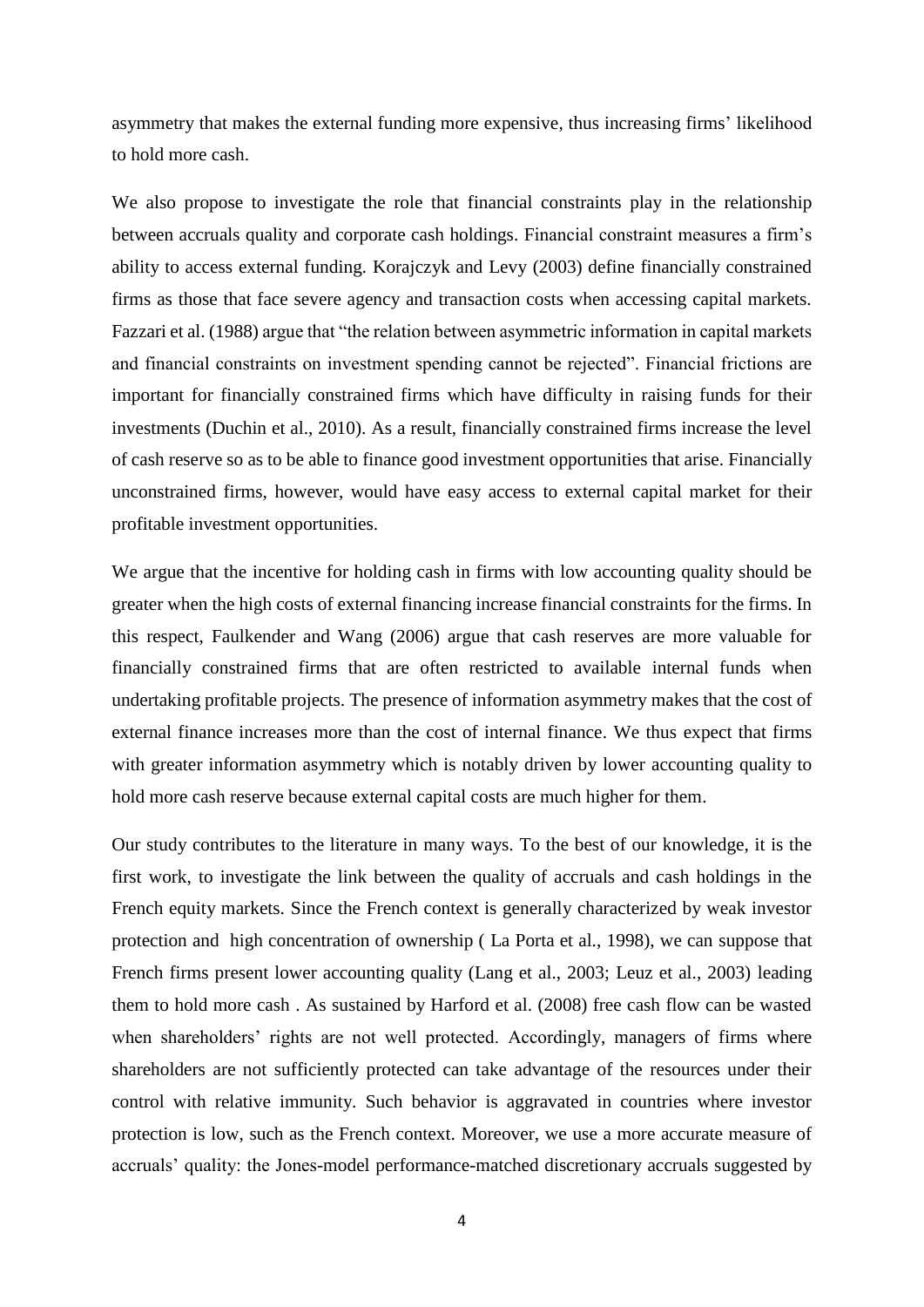asymmetry that makes the external funding more expensive, thus increasing firms' likelihood to hold more cash.

We also propose to investigate the role that financial constraints play in the relationship between accruals quality and corporate cash holdings. Financial constraint measures a firm's ability to access external funding. Korajczyk and Levy (2003) define financially constrained firms as those that face severe agency and transaction costs when accessing capital markets. Fazzari et al. (1988) argue that "the relation between asymmetric information in capital markets and financial constraints on investment spending cannot be rejected". Financial frictions are important for financially constrained firms which have difficulty in raising funds for their investments (Duchin et al., 2010). As a result, financially constrained firms increase the level of cash reserve so as to be able to finance good investment opportunities that arise. Financially unconstrained firms, however, would have easy access to external capital market for their profitable investment opportunities.

We argue that the incentive for holding cash in firms with low accounting quality should be greater when the high costs of external financing increase financial constraints for the firms. In this respect, Faulkender and Wang (2006) argue that cash reserves are more valuable for financially constrained firms that are often restricted to available internal funds when undertaking profitable projects. The presence of information asymmetry makes that the cost of external finance increases more than the cost of internal finance. We thus expect that firms with greater information asymmetry which is notably driven by lower accounting quality to hold more cash reserve because external capital costs are much higher for them.

Our study contributes to the literature in many ways. To the best of our knowledge, it is the first work, to investigate the link between the quality of accruals and cash holdings in the French equity markets. Since the French context is generally characterized by weak investor protection and high concentration of ownership ( La Porta et al., 1998), we can suppose that French firms present lower accounting quality (Lang et al., 2003; Leuz et al., 2003) leading them to hold more cash . As sustained by Harford et al. (2008) free cash flow can be wasted when shareholders' rights are not well protected. Accordingly, managers of firms where shareholders are not sufficiently protected can take advantage of the resources under their control with relative immunity. Such behavior is aggravated in countries where investor protection is low, such as the French context. Moreover, we use a more accurate measure of accruals' quality: the Jones-model performance-matched discretionary accruals suggested by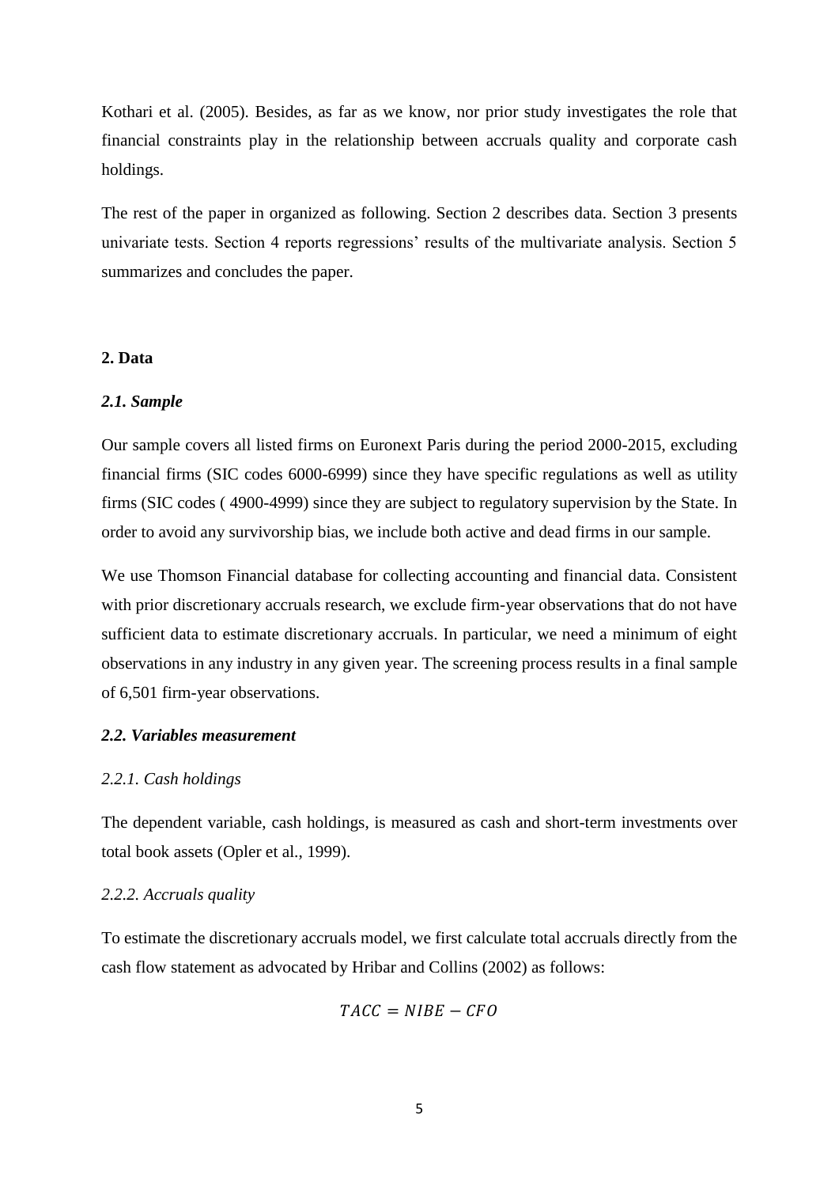Kothari et al. (2005). Besides, as far as we know, nor prior study investigates the role that financial constraints play in the relationship between accruals quality and corporate cash holdings.

The rest of the paper in organized as following. Section 2 describes data. Section 3 presents univariate tests. Section 4 reports regressions' results of the multivariate analysis. Section 5 summarizes and concludes the paper.

## 2. Data

### *2.1. Sample*

Our sample covers all listed firms on Euronext Paris during the period 2000-2015, excluding financial firms (SIC codes 6000-6999) since they have specific regulations as well as utility firms (SIC codes ( 4900-4999) since they are subject to regulatory supervision by the State. In order to avoid any survivorship bias, we include both active and dead firms in our sample.

We use Thomson Financial database for collecting accounting and financial data. Consistent with prior discretionary accruals research, we exclude firm-year observations that do not have sufficient data to estimate discretionary accruals. In particular, we need a minimum of eight observations in any industry in any given year. The screening process results in a final sample of 6,501 firm-year observations.

### *2.2. Variables measurement*

#### *2.2.1. Cash holdings*

The dependent variable, cash holdings, is measured as cash and short-term investments over total book assets (Opler et al., 1999).

#### *2.2.2. Accruals quality*

To estimate the discretionary accruals model, we first calculate total accruals directly from the cash flow statement as advocated by Hribar and Collins (2002) as follows:

$$TACC = NIBE - CFO$$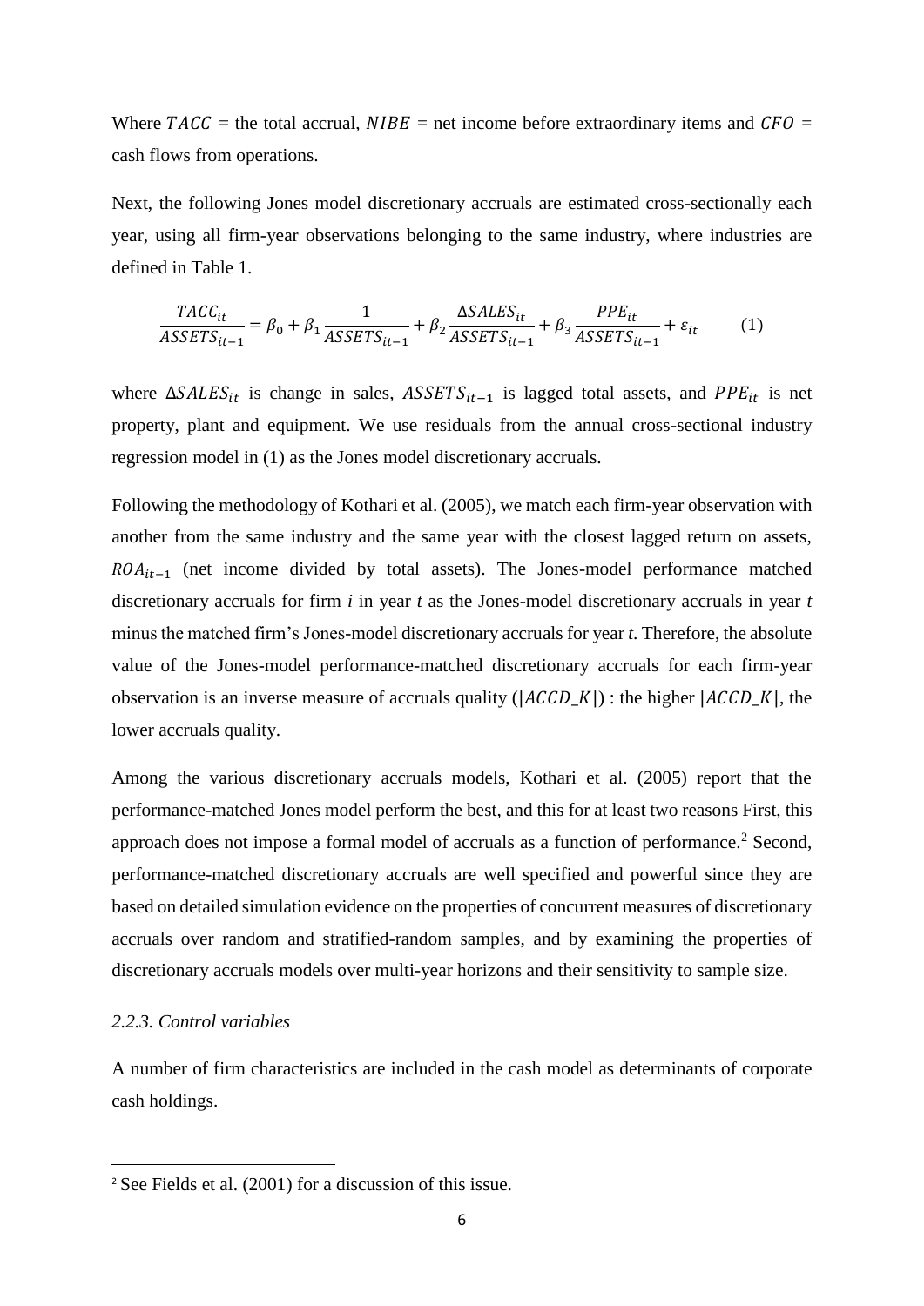Where $TACC$ = the total accrual, $NIBE$ = net income before extraordinary items and $CFO$ = cash flows from operations.

Next, the following Jones model discretionary accruals are estimated cross-sectionally each year, using all firm-year observations belonging to the same industry, where industries are defined in Table 1.

$$\frac{TACC_{it}}{ASSETS_{it-1}} = \beta_0 + \beta_1 \frac{1}{ASSETS_{it-1}} + \beta_2 \frac{\Delta SALES_{it}}{ASSETS_{it-1}} + \beta_3 \frac{PPE_{it}}{ASSETS_{it-1}} + \varepsilon_{it} \qquad (1)$$

where $\Delta SALES_{it}$ is change in sales, $ASSETS_{it-1}$ is lagged total assets, and $PPE_{it}$ is net property, plant and equipment. We use residuals from the annual cross-sectional industry regression model in (1) as the Jones model discretionary accruals.

Following the methodology of Kothari et al. (2005), we match each firm-year observation with another from the same industry and the same year with the closest lagged return on assets, $ROA_{it-1}$ (net income divided by total assets). The Jones-model performance matched discretionary accruals for firm *i* in year *t* as the Jones-model discretionary accruals in year *t* minus the matched firm's Jones-model discretionary accruals for year *t*. Therefore, the absolute value of the Jones-model performance-matched discretionary accruals for each firm-year observation is an inverse measure of accruals quality ($|ACCD\_K|$) : the higher $|ACCD\_K|$, the lower accruals quality.

Among the various discretionary accruals models, Kothari et al. (2005) report that the performance-matched Jones model perform the best, and this for at least two reasons First, this approach does not impose a formal model of accruals as a function of performance.[2] Second, performance-matched discretionary accruals are well specified and powerful since they are based on detailed simulation evidence on the properties of concurrent measures of discretionary accruals over random and stratified-random samples, and by examining the properties of discretionary accruals models over multi-year horizons and their sensitivity to sample size.

### *2.2.3. Control variables*

A number of firm characteristics are included in the cash model as determinants of corporate cash holdings.

[2] See Fields et al. (2001) for a discussion of this issue.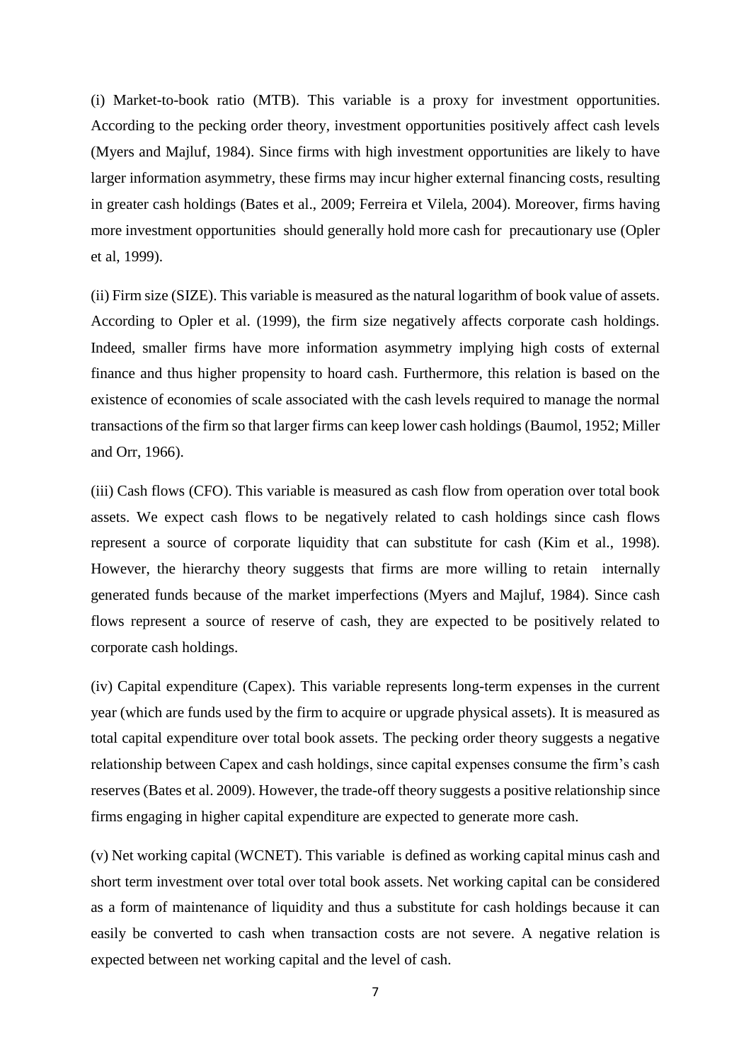(i) Market-to-book ratio (MTB). This variable is a proxy for investment opportunities. According to the pecking order theory, investment opportunities positively affect cash levels (Myers and Majluf, 1984). Since firms with high investment opportunities are likely to have larger information asymmetry, these firms may incur higher external financing costs, resulting in greater cash holdings (Bates et al., 2009; Ferreira et Vilela, 2004). Moreover, firms having more investment opportunities should generally hold more cash for precautionary use (Opler et al, 1999).

(ii) Firm size (SIZE). This variable is measured as the natural logarithm of book value of assets. According to Opler et al. (1999), the firm size negatively affects corporate cash holdings. Indeed, smaller firms have more information asymmetry implying high costs of external finance and thus higher propensity to hoard cash. Furthermore, this relation is based on the existence of economies of scale associated with the cash levels required to manage the normal transactions of the firm so that larger firms can keep lower cash holdings (Baumol, 1952; Miller and Orr, 1966).

(iii) Cash flows (CFO). This variable is measured as cash flow from operation over total book assets. We expect cash flows to be negatively related to cash holdings since cash flows represent a source of corporate liquidity that can substitute for cash (Kim et al., 1998). However, the hierarchy theory suggests that firms are more willing to retain internally generated funds because of the market imperfections (Myers and Majluf, 1984). Since cash flows represent a source of reserve of cash, they are expected to be positively related to corporate cash holdings.

(iv) Capital expenditure (Capex). This variable represents long-term expenses in the current year (which are funds used by the firm to acquire or upgrade physical assets). It is measured as total capital expenditure over total book assets. The pecking order theory suggests a negative relationship between Capex and cash holdings, since capital expenses consume the firm's cash reserves (Bates et al. 2009). However, the trade-off theory suggests a positive relationship since firms engaging in higher capital expenditure are expected to generate more cash.

(v) Net working capital (WCNET). This variable is defined as working capital minus cash and short term investment over total over total book assets. Net working capital can be considered as a form of maintenance of liquidity and thus a substitute for cash holdings because it can easily be converted to cash when transaction costs are not severe. A negative relation is expected between net working capital and the level of cash.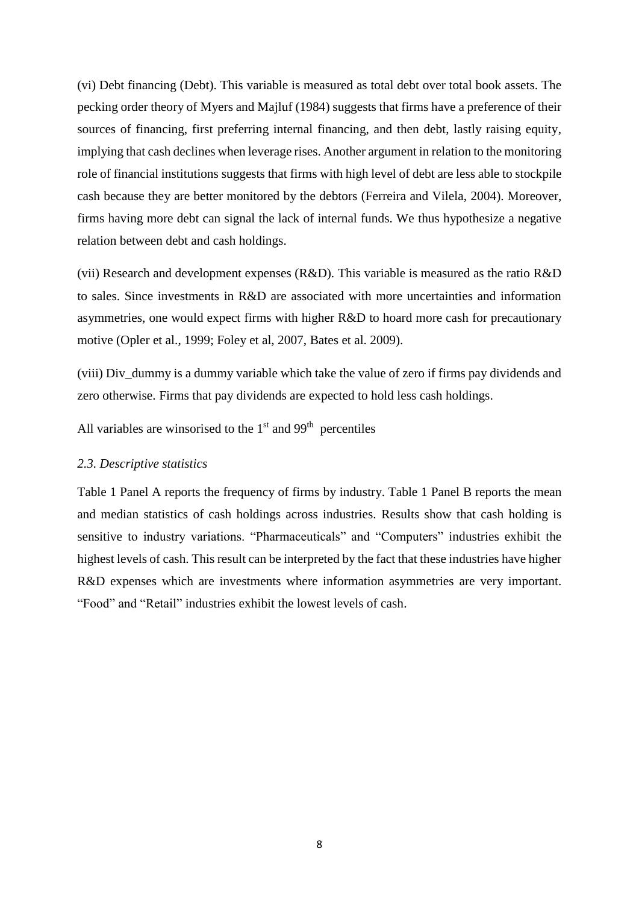(vi) Debt financing (Debt). This variable is measured as total debt over total book assets. The pecking order theory of Myers and Majluf (1984) suggests that firms have a preference of their sources of financing, first preferring internal financing, and then debt, lastly raising equity, implying that cash declines when leverage rises. Another argument in relation to the monitoring role of financial institutions suggests that firms with high level of debt are less able to stockpile cash because they are better monitored by the debtors (Ferreira and Vilela, 2004). Moreover, firms having more debt can signal the lack of internal funds. We thus hypothesize a negative relation between debt and cash holdings.

(vii) Research and development expenses (R&D). This variable is measured as the ratio R&D to sales. Since investments in R&D are associated with more uncertainties and information asymmetries, one would expect firms with higher R&D to hoard more cash for precautionary motive (Opler et al., 1999; Foley et al, 2007, Bates et al. 2009).

(viii) Div_dummy is a dummy variable which take the value of zero if firms pay dividends and zero otherwise. Firms that pay dividends are expected to hold less cash holdings.

All variables are winsorised to the 1st and 99th percentiles

### *2.3. Descriptive statistics*

Table 1 Panel A reports the frequency of firms by industry. Table 1 Panel B reports the mean and median statistics of cash holdings across industries. Results show that cash holding is sensitive to industry variations. "Pharmaceuticals" and "Computers" industries exhibit the highest levels of cash. This result can be interpreted by the fact that these industries have higher R&D expenses which are investments where information asymmetries are very important. "Food" and "Retail" industries exhibit the lowest levels of cash.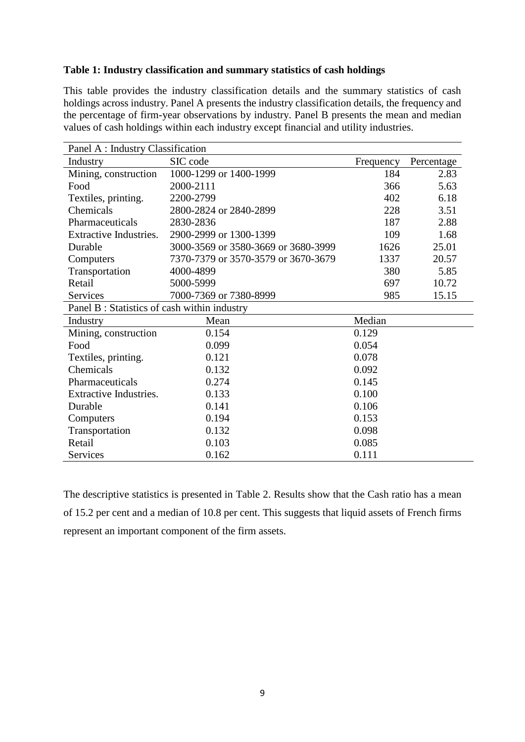**Table 1: Industry classification and summary statistics of cash holdings**

This table provides the industry classification details and the summary statistics of cash holdings across industry. Panel A presents the industry classification details, the frequency and the percentage of firm-year observations by industry. Panel B presents the mean and median values of cash holdings within each industry except financial and utility industries.

| Panel A : Industry Classification | | | |
|---|---|---|---|
| Industry | SIC code | Frequency | Percentage |
| Mining, construction | 1000-1299 or 1400-1999 | 184 | 2.83 |
| Food | 2000-2111 | 366 | 5.63 |
| Textiles, printing. | 2200-2799 | 402 | 6.18 |
| Chemicals | 2800-2824 or 2840-2899 | 228 | 3.51 |
| Pharmaceuticals | 2830-2836 | 187 | 2.88 |
| Extractive Industries. | 2900-2999 or 1300-1399 | 109 | 1.68 |
| Durable | 3000-3569 or 3580-3669 or 3680-3999 | 1626 | 25.01 |
| Computers | 7370-7379 or 3570-3579 or 3670-3679 | 1337 | 20.57 |
| Transportation | 4000-4899 | 380 | 5.85 |
| Retail | 5000-5999 | 697 | 10.72 |
| Services | 7000-7369 or 7380-8999 | 985 | 15.15 |

| Panel B : Statistics of cash within industry | | |
|---|---|---|
| Industry | Mean | Median |
| Mining, construction | 0.154 | 0.129 |
| Food | 0.099 | 0.054 |
| Textiles, printing. | 0.121 | 0.078 |
| Chemicals | 0.132 | 0.092 |
| Pharmaceuticals | 0.274 | 0.145 |
| Extractive Industries. | 0.133 | 0.100 |
| Durable | 0.141 | 0.106 |
| Computers | 0.194 | 0.153 |
| Transportation | 0.132 | 0.098 |
| Retail | 0.103 | 0.085 |
| Services | 0.162 | 0.111 |

The descriptive statistics is presented in Table 2. Results show that the Cash ratio has a mean of 15.2 per cent and a median of 10.8 per cent. This suggests that liquid assets of French firms represent an important component of the firm assets.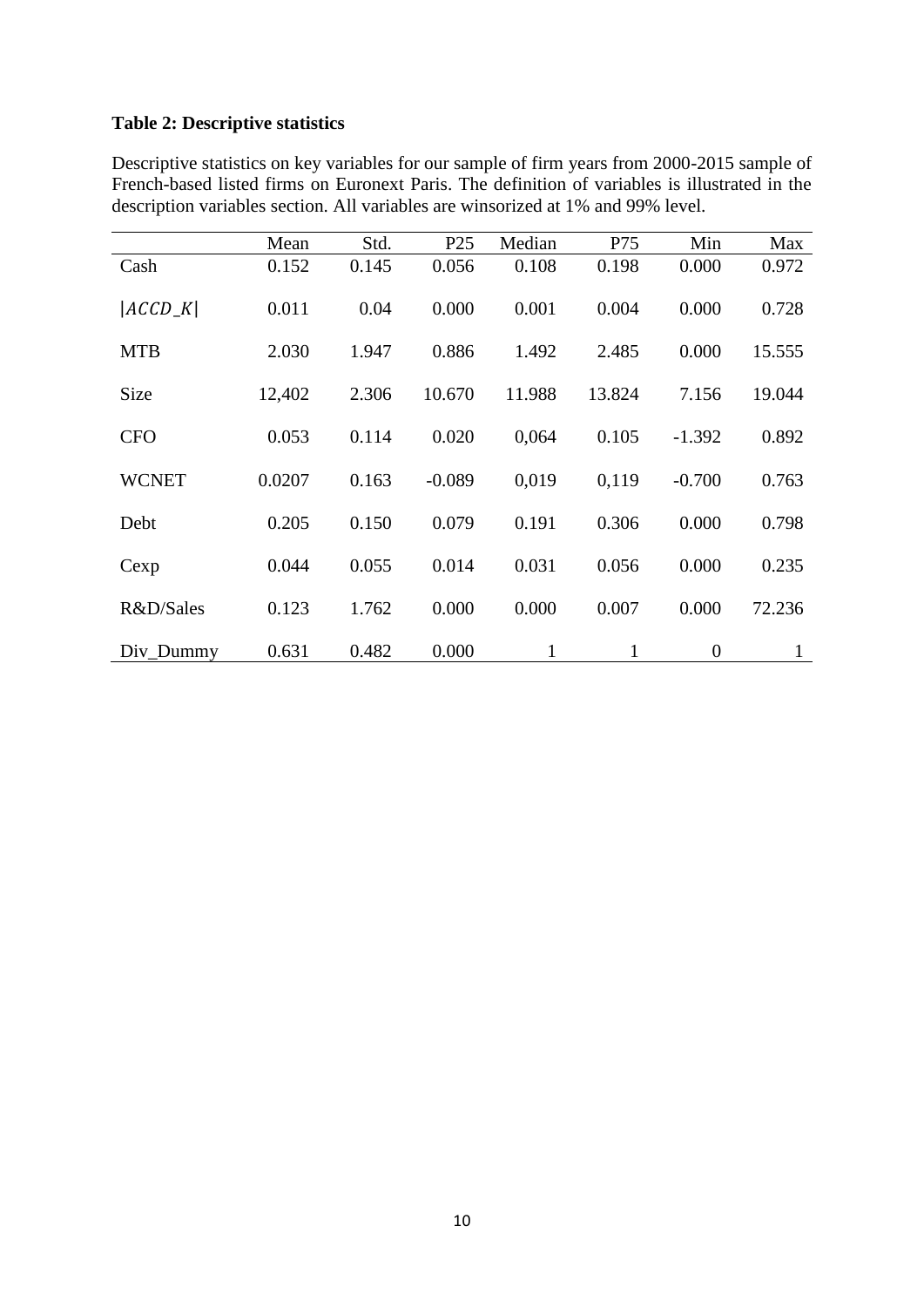**Table 2: Descriptive statistics**

Descriptive statistics on key variables for our sample of firm years from 2000-2015 sample of French-based listed firms on Euronext Paris. The definition of variables is illustrated in the description variables section. All variables are winsorized at 1% and 99% level.

| | Mean | Std. | P25 | Median | P75 | Min | Max |
|---|---|---|---|---|---|---|---|
| Cash | 0.152 | 0.145 | 0.056 | 0.108 | 0.198 | 0.000 | 0.972 |
| $\|ACCD\_K\|$ | 0.011 | 0.04 | 0.000 | 0.001 | 0.004 | 0.000 | 0.728 |
| MTB | 2.030 | 1.947 | 0.886 | 1.492 | 2.485 | 0.000 | 15.555 |
| Size | 12,402 | 2.306 | 10.670 | 11.988 | 13.824 | 7.156 | 19.044 |
| CFO | 0.053 | 0.114 | 0.020 | 0,064 | 0.105 | -1.392 | 0.892 |
| WCNET | 0.0207 | 0.163 | -0.089 | 0,019 | 0,119 | -0.700 | 0.763 |
| Debt | 0.205 | 0.150 | 0.079 | 0.191 | 0.306 | 0.000 | 0.798 |
| Cexp | 0.044 | 0.055 | 0.014 | 0.031 | 0.056 | 0.000 | 0.235 |
| R&D/Sales | 0.123 | 1.762 | 0.000 | 0.000 | 0.007 | 0.000 | 72.236 |
| Div_Dummy | 0.631 | 0.482 | 0.000 | 1 | 1 | 0 | 1 |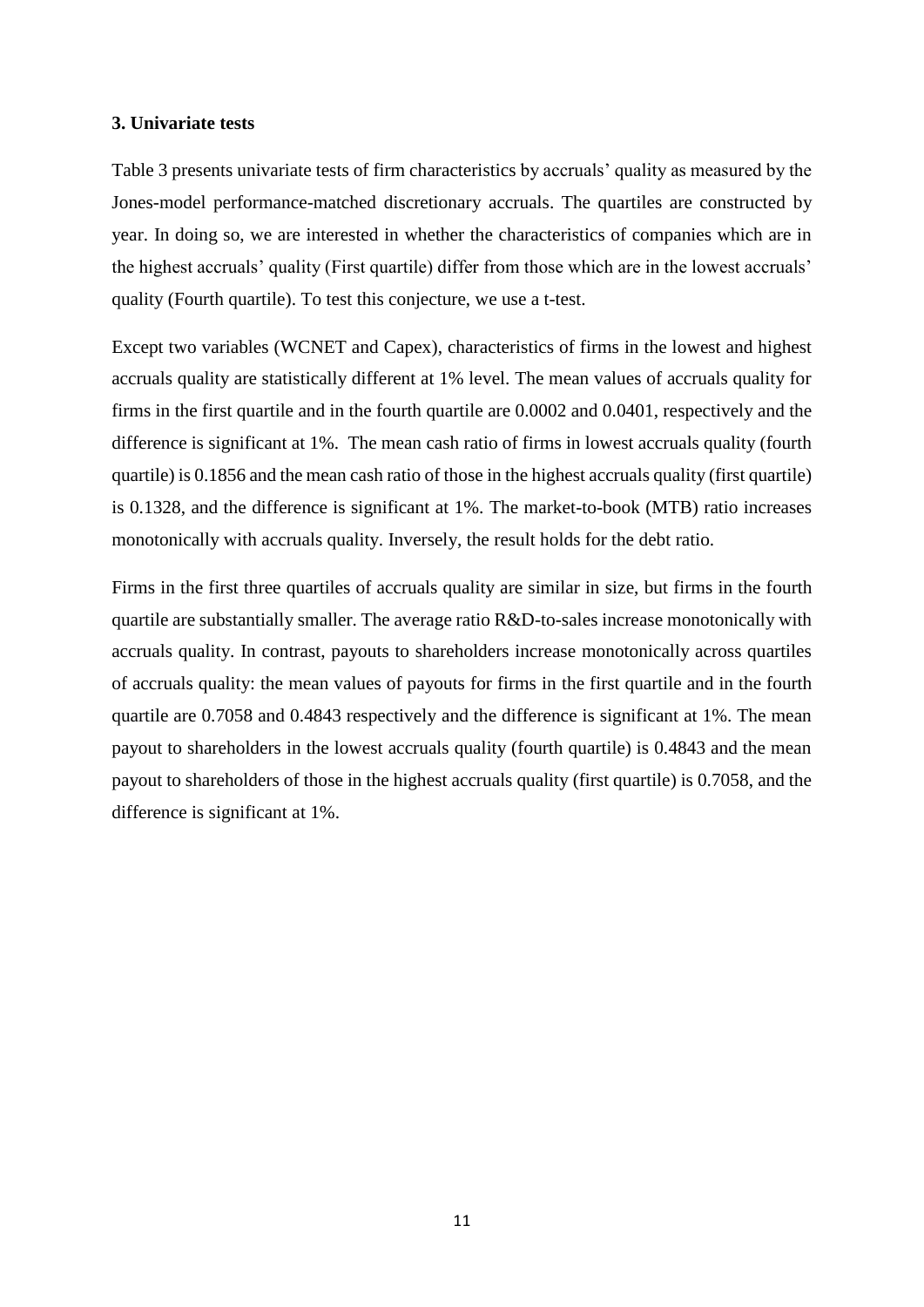### 3. Univariate tests

Table 3 presents univariate tests of firm characteristics by accruals' quality as measured by the Jones-model performance-matched discretionary accruals. The quartiles are constructed by year. In doing so, we are interested in whether the characteristics of companies which are in the highest accruals' quality (First quartile) differ from those which are in the lowest accruals' quality (Fourth quartile). To test this conjecture, we use a t-test.

Except two variables (WCNET and Capex), characteristics of firms in the lowest and highest accruals quality are statistically different at 1% level. The mean values of accruals quality for firms in the first quartile and in the fourth quartile are 0.0002 and 0.0401, respectively and the difference is significant at 1%. The mean cash ratio of firms in lowest accruals quality (fourth quartile) is 0.1856 and the mean cash ratio of those in the highest accruals quality (first quartile) is 0.1328, and the difference is significant at 1%. The market-to-book (MTB) ratio increases monotonically with accruals quality. Inversely, the result holds for the debt ratio.

Firms in the first three quartiles of accruals quality are similar in size, but firms in the fourth quartile are substantially smaller. The average ratio R&D-to-sales increase monotonically with accruals quality. In contrast, payouts to shareholders increase monotonically across quartiles of accruals quality: the mean values of payouts for firms in the first quartile and in the fourth quartile are 0.7058 and 0.4843 respectively and the difference is significant at 1%. The mean payout to shareholders in the lowest accruals quality (fourth quartile) is 0.4843 and the mean payout to shareholders of those in the highest accruals quality (first quartile) is 0.7058, and the difference is significant at 1%.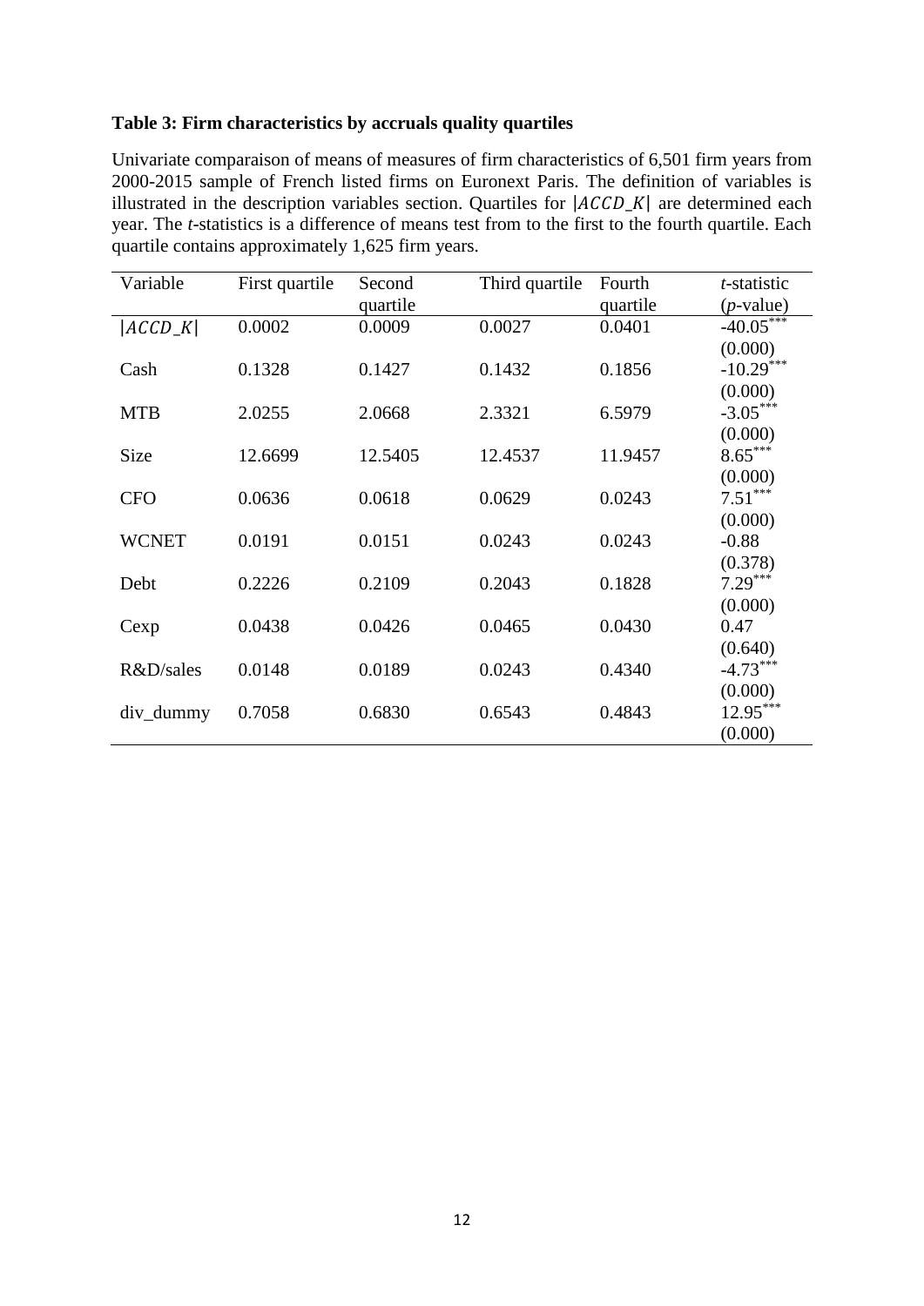**Table 3: Firm characteristics by accruals quality quartiles**

Univariate comparaison of means of measures of firm characteristics of 6,501 firm years from 2000-2015 sample of French listed firms on Euronext Paris. The definition of variables is illustrated in the description variables section. Quartiles for $|ACCD\_K|$ are determined each year. The *t*-statistics is a difference of means test from to the first to the fourth quartile. Each quartile contains approximately 1,625 firm years.

| Variable | First quartile | Second quartile | Third quartile | Fourth quartile | *t*-statistic (*p*-value) |
|---|---|---|---|---|---|
| $\|ACCD\_K\|$ | 0.0002 | 0.0009 | 0.0027 | 0.0401 | -40.05*** (0.000) |
| Cash | 0.1328 | 0.1427 | 0.1432 | 0.1856 | -10.29*** (0.000) |
| MTB | 2.0255 | 2.0668 | 2.3321 | 6.5979 | -3.05*** (0.000) |
| Size | 12.6699 | 12.5405 | 12.4537 | 11.9457 | 8.65*** (0.000) |
| CFO | 0.0636 | 0.0618 | 0.0629 | 0.0243 | 7.51*** (0.000) |
| WCNET | 0.0191 | 0.0151 | 0.0243 | 0.0243 | -0.88 (0.378) |
| Debt | 0.2226 | 0.2109 | 0.2043 | 0.1828 | 7.29*** (0.000) |
| Cexp | 0.0438 | 0.0426 | 0.0465 | 0.0430 | 0.47 (0.640) |
| R&D/sales | 0.0148 | 0.0189 | 0.0243 | 0.4340 | -4.73*** (0.000) |
| div_dummy | 0.7058 | 0.6830 | 0.6543 | 0.4843 | 12.95*** (0.000) |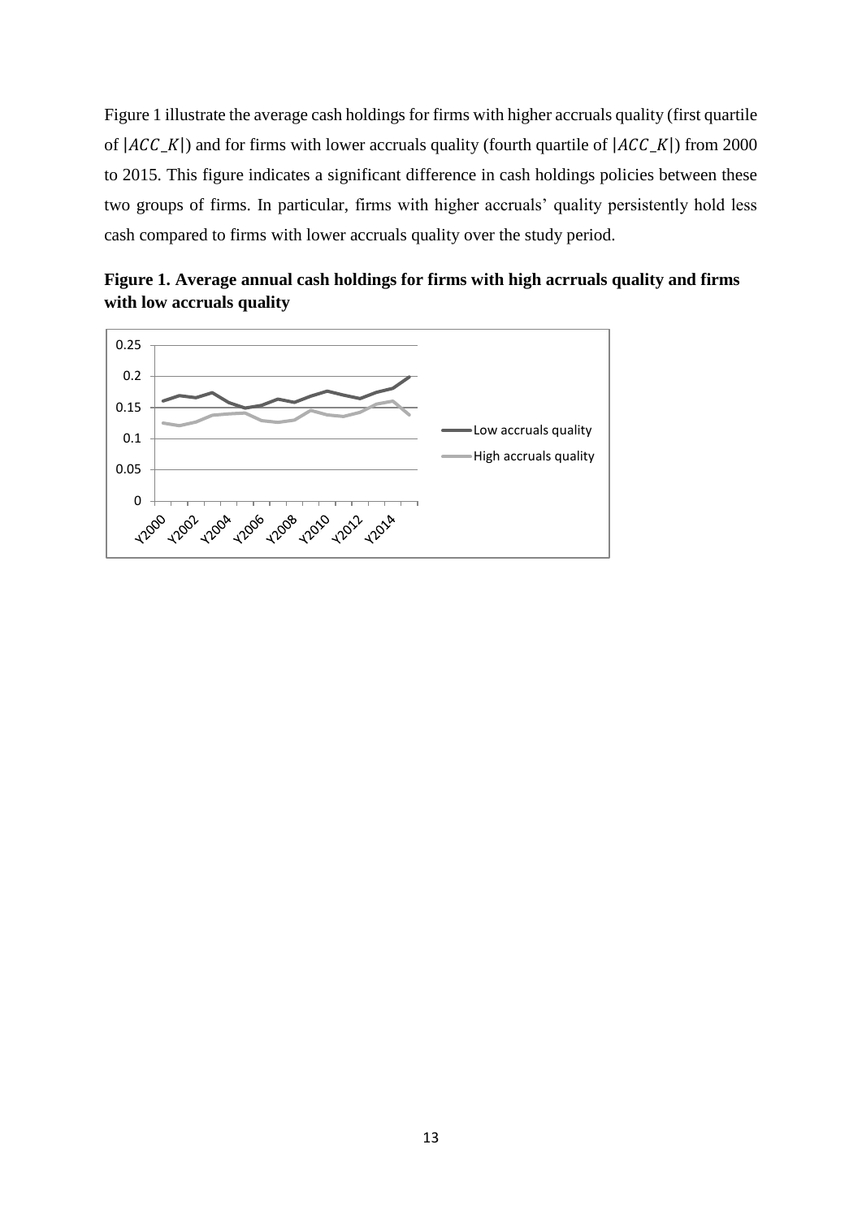Figure 1 illustrate the average cash holdings for firms with higher accruals quality (first quartile of $|ACC\_K|$) and for firms with lower accruals quality (fourth quartile of $|ACC\_K|$) from 2000 to 2015. This figure indicates a significant difference in cash holdings policies between these two groups of firms. In particular, firms with higher accruals' quality persistently hold less cash compared to firms with lower accruals quality over the study period.

**Figure 1. Average annual cash holdings for firms with high acrruals quality and firms with low accruals quality**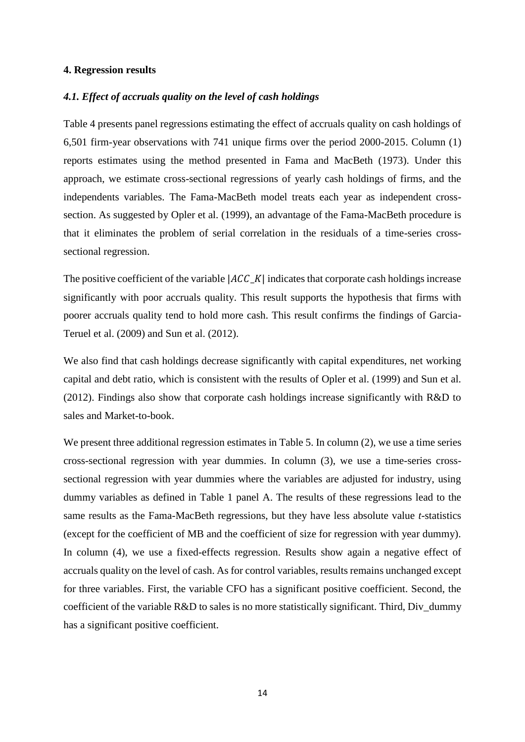#### 4. Regression results

##### *4.1. Effect of accruals quality on the level of cash holdings*

Table 4 presents panel regressions estimating the effect of accruals quality on cash holdings of 6,501 firm-year observations with 741 unique firms over the period 2000-2015. Column (1) reports estimates using the method presented in Fama and MacBeth (1973). Under this approach, we estimate cross-sectional regressions of yearly cash holdings of firms, and the independents variables. The Fama-MacBeth model treats each year as independent cross-section. As suggested by Opler et al. (1999), an advantage of the Fama-MacBeth procedure is that it eliminates the problem of serial correlation in the residuals of a time-series cross-sectional regression.

The positive coefficient of the variable $|ACC\_K|$ indicates that corporate cash holdings increase significantly with poor accruals quality. This result supports the hypothesis that firms with poorer accruals quality tend to hold more cash. This result confirms the findings of Garcia-Teruel et al. (2009) and Sun et al. (2012).

We also find that cash holdings decrease significantly with capital expenditures, net working capital and debt ratio, which is consistent with the results of Opler et al. (1999) and Sun et al. (2012). Findings also show that corporate cash holdings increase significantly with R&D to sales and Market-to-book.

We present three additional regression estimates in Table 5. In column (2), we use a time series cross-sectional regression with year dummies. In column (3), we use a time-series cross-sectional regression with year dummies where the variables are adjusted for industry, using dummy variables as defined in Table 1 panel A. The results of these regressions lead to the same results as the Fama-MacBeth regressions, but they have less absolute value *t*-statistics (except for the coefficient of MB and the coefficient of size for regression with year dummy). In column (4), we use a fixed-effects regression. Results show again a negative effect of accruals quality on the level of cash. As for control variables, results remains unchanged except for three variables. First, the variable CFO has a significant positive coefficient. Second, the coefficient of the variable R&D to sales is no more statistically significant. Third, Div_dummy has a significant positive coefficient.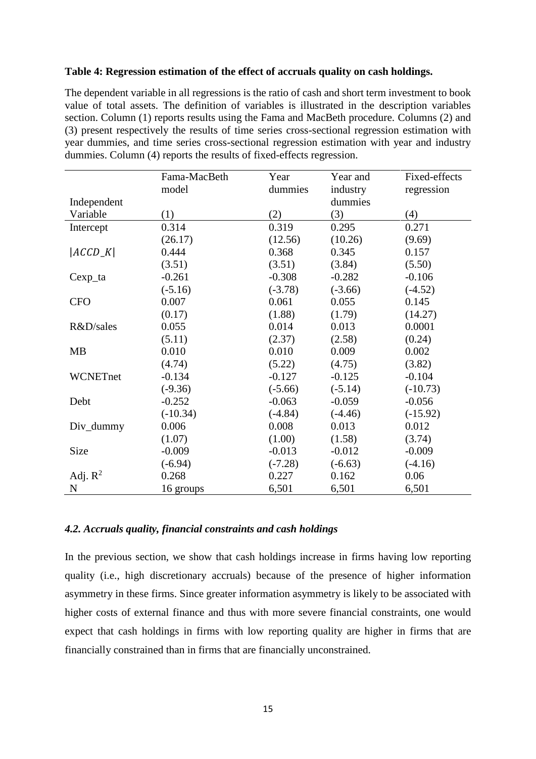**Table 4: Regression estimation of the effect of accruals quality on cash holdings.**

The dependent variable in all regressions is the ratio of cash and short term investment to book value of total assets. The definition of variables is illustrated in the description variables section. Column (1) reports results using the Fama and MacBeth procedure. Columns (2) and (3) present respectively the results of time series cross-sectional regression estimation with year dummies, and time series cross-sectional regression estimation with year and industry dummies. Column (4) reports the results of fixed-effects regression.

| Independent Variable | Fama-MacBeth model (1) | Year dummies (2) | Year and industry dummies (3) | Fixed-effects regression (4) |
|---|---|---|---|---|
| Intercept | 0.314 | 0.319 | 0.295 | 0.271 |
| | (26.17) | (12.56) | (10.26) | (9.69) |
| $\|ACCD\_K\|$ | 0.444 | 0.368 | 0.345 | 0.157 |
| | (3.51) | (3.51) | (3.84) | (5.50) |
| Cexp_ta | -0.261 | -0.308 | -0.282 | -0.106 |
| | (-5.16) | (-3.78) | (-3.66) | (-4.52) |
| CFO | 0.007 | 0.061 | 0.055 | 0.145 |
| | (0.17) | (1.88) | (1.79) | (14.27) |
| R&D/sales | 0.055 | 0.014 | 0.013 | 0.0001 |
| | (5.11) | (2.37) | (2.58) | (0.24) |
| MB | 0.010 | 0.010 | 0.009 | 0.002 |
| | (4.74) | (5.22) | (4.75) | (3.82) |
| WCNETnet | -0.134 | -0.127 | -0.125 | -0.104 |
| | (-9.36) | (-5.66) | (-5.14) | (-10.73) |
| Debt | -0.252 | -0.063 | -0.059 | -0.056 |
| | (-10.34) | (-4.84) | (-4.46) | (-15.92) |
| Div_dummy | 0.006 | 0.008 | 0.013 | 0.012 |
| | (1.07) | (1.00) | (1.58) | (3.74) |
| Size | -0.009 | -0.013 | -0.012 | -0.009 |
| | (-6.94) | (-7.28) | (-6.63) | (-4.16) |
| Adj. $R^2$ | 0.268 | 0.227 | 0.162 | 0.06 |
| N | 16 groups | 6,501 | 6,501 | 6,501 |

### *4.2. Accruals quality, financial constraints and cash holdings*

In the previous section, we show that cash holdings increase in firms having low reporting quality (i.e., high discretionary accruals) because of the presence of higher information asymmetry in these firms. Since greater information asymmetry is likely to be associated with higher costs of external finance and thus with more severe financial constraints, one would expect that cash holdings in firms with low reporting quality are higher in firms that are financially constrained than in firms that are financially unconstrained.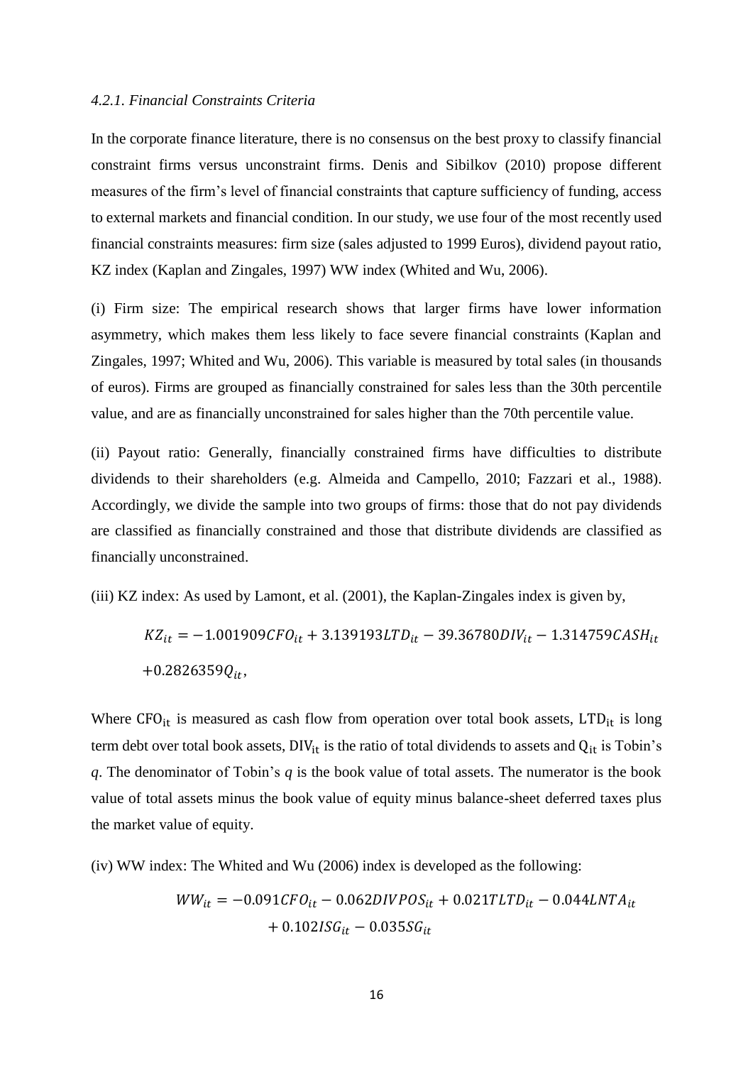#### *4.2.1. Financial Constraints Criteria*

In the corporate finance literature, there is no consensus on the best proxy to classify financial constraint firms versus unconstraint firms. Denis and Sibilkov (2010) propose different measures of the firm's level of financial constraints that capture sufficiency of funding, access to external markets and financial condition. In our study, we use four of the most recently used financial constraints measures: firm size (sales adjusted to 1999 Euros), dividend payout ratio, KZ index (Kaplan and Zingales, 1997) WW index (Whited and Wu, 2006).

(i) Firm size: The empirical research shows that larger firms have lower information asymmetry, which makes them less likely to face severe financial constraints (Kaplan and Zingales, 1997; Whited and Wu, 2006). This variable is measured by total sales (in thousands of euros). Firms are grouped as financially constrained for sales less than the 30th percentile value, and are as financially unconstrained for sales higher than the 70th percentile value.

(ii) Payout ratio: Generally, financially constrained firms have difficulties to distribute dividends to their shareholders (e.g. Almeida and Campello, 2010; Fazzari et al., 1988). Accordingly, we divide the sample into two groups of firms: those that do not pay dividends are classified as financially constrained and those that distribute dividends are classified as financially unconstrained.

(iii) KZ index: As used by Lamont, et al. (2001), the Kaplan-Zingales index is given by,

$$KZ_{it} = -1.001909CFO_{it} + 3.139193LTD_{it} - 39.36780DIV_{it} - 1.314759CASH_{it} + 0.2826359Q_{it},$$

Where $\mathrm{CFO_{it}}$ is measured as cash flow from operation over total book assets, $\mathrm{LTD_{it}}$ is long term debt over total book assets, $\mathrm{DIV_{it}}$ is the ratio of total dividends to assets and $\mathrm{Q_{it}}$ is Tobin's *q*. The denominator of Tobin's *q* is the book value of total assets. The numerator is the book value of total assets minus the book value of equity minus balance-sheet deferred taxes plus the market value of equity.

(iv) WW index: The Whited and Wu (2006) index is developed as the following:

$$WW_{it} = -0.091CFO_{it} - 0.062DIVPOS_{it} + 0.021TLTD_{it} - 0.044LNTA_{it} + 0.102ISG_{it} - 0.035SG_{it}$$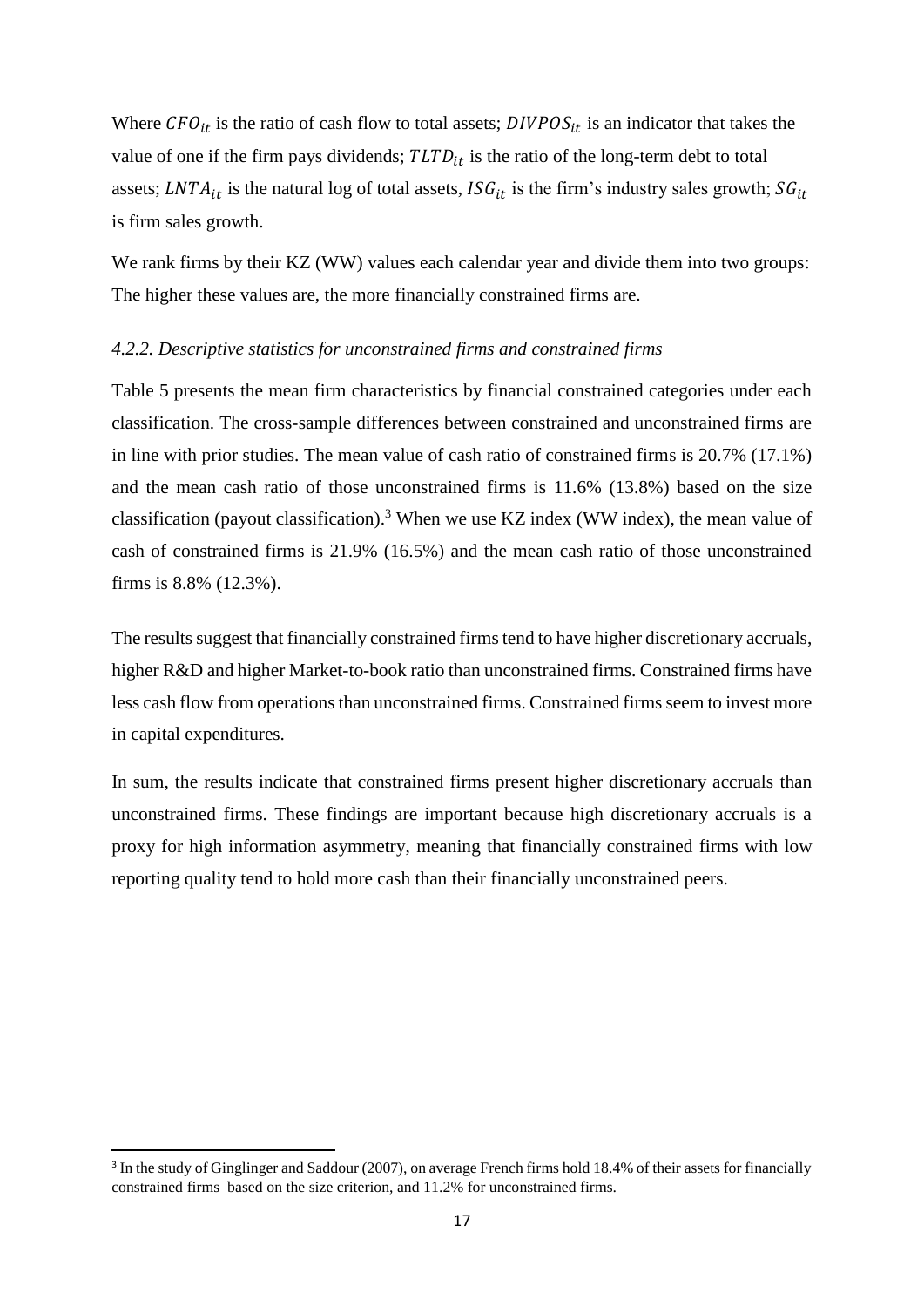Where $CFO_{it}$ is the ratio of cash flow to total assets; $DIVPOS_{it}$ is an indicator that takes the value of one if the firm pays dividends; $TLTD_{it}$ is the ratio of the long-term debt to total assets; $LNTA_{it}$ is the natural log of total assets, $ISG_{it}$ is the firm's industry sales growth; $SG_{it}$ is firm sales growth.

We rank firms by their KZ (WW) values each calendar year and divide them into two groups: The higher these values are, the more financially constrained firms are.

#### *4.2.2. Descriptive statistics for unconstrained firms and constrained firms*

Table 5 presents the mean firm characteristics by financial constrained categories under each classification. The cross-sample differences between constrained and unconstrained firms are in line with prior studies. The mean value of cash ratio of constrained firms is 20.7% (17.1%) and the mean cash ratio of those unconstrained firms is 11.6% (13.8%) based on the size classification (payout classification).[3] When we use KZ index (WW index), the mean value of cash of constrained firms is 21.9% (16.5%) and the mean cash ratio of those unconstrained firms is 8.8% (12.3%).

The results suggest that financially constrained firms tend to have higher discretionary accruals, higher R&D and higher Market-to-book ratio than unconstrained firms. Constrained firms have less cash flow from operations than unconstrained firms. Constrained firms seem to invest more in capital expenditures.

In sum, the results indicate that constrained firms present higher discretionary accruals than unconstrained firms. These findings are important because high discretionary accruals is a proxy for high information asymmetry, meaning that financially constrained firms with low reporting quality tend to hold more cash than their financially unconstrained peers.

[3] In the study of Ginglinger and Saddour (2007), on average French firms hold 18.4% of their assets for financially constrained firms based on the size criterion, and 11.2% for unconstrained firms.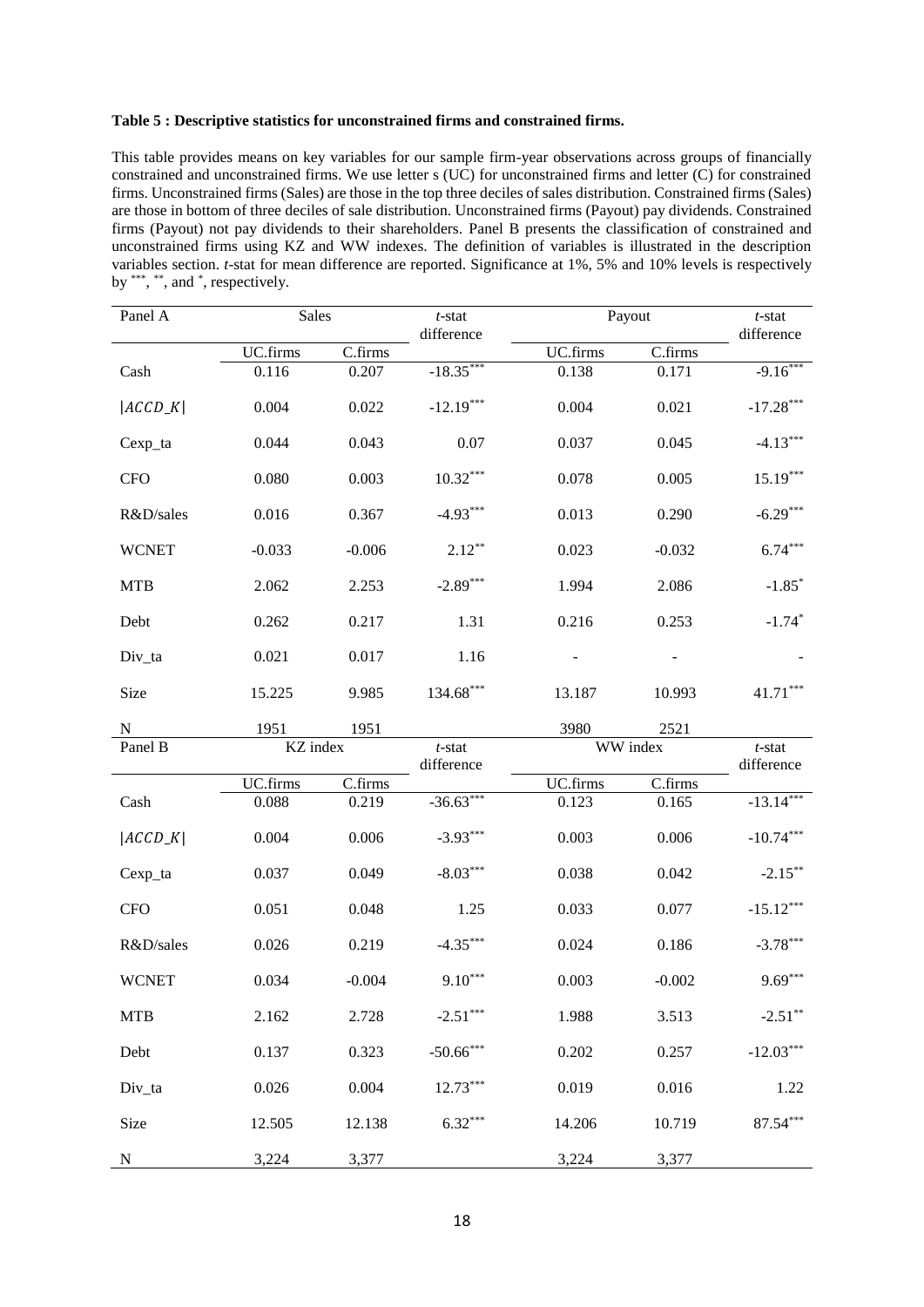**Table 5 : Descriptive statistics for unconstrained firms and constrained firms.**

This table provides means on key variables for our sample firm-year observations across groups of financially constrained and unconstrained firms. We use letter s (UC) for unconstrained firms and letter (C) for constrained firms. Unconstrained firms (Sales) are those in the top three deciles of sales distribution. Constrained firms (Sales) are those in bottom of three deciles of sale distribution. Unconstrained firms (Payout) pay dividends. Constrained firms (Payout) not pay dividends to their shareholders. Panel B presents the classification of constrained and unconstrained firms using KZ and WW indexes. The definition of variables is illustrated in the description variables section. *t*-stat for mean difference are reported. Significance at 1%, 5% and 10% levels is respectively by ***, **, and *, respectively.

| Panel A | Sales | | *t*-stat difference | Payout | | *t*-stat difference |
|---|---|---|---|---|---|---|
| | UC.firms | C.firms | | UC.firms | C.firms | |
| Cash | 0.116 | 0.207 | -18.35*** | 0.138 | 0.171 | -9.16*** |
| $\|ACCD\_K\|$ | 0.004 | 0.022 | -12.19*** | 0.004 | 0.021 | -17.28*** |
| Cexp_ta | 0.044 | 0.043 | 0.07 | 0.037 | 0.045 | -4.13*** |
| CFO | 0.080 | 0.003 | 10.32*** | 0.078 | 0.005 | 15.19*** |
| R&D/sales | 0.016 | 0.367 | -4.93*** | 0.013 | 0.290 | -6.29*** |
| WCNET | -0.033 | -0.006 | 2.12** | 0.023 | -0.032 | 6.74*** |
| MTB | 2.062 | 2.253 | -2.89*** | 1.994 | 2.086 | -1.85* |
| Debt | 0.262 | 0.217 | 1.31 | 0.216 | 0.253 | -1.74* |
| Div_ta | 0.021 | 0.017 | 1.16 | - | - | - |
| Size | 15.225 | 9.985 | 134.68*** | 13.187 | 10.993 | 41.71*** |
| N | 1951 | 1951 | | 3980 | 2521 | |
| **Panel B** | **KZ index** | | ***t*-stat difference** | **WW index** | | ***t*-stat difference** |
| | UC.firms | C.firms | | UC.firms | C.firms | |
| Cash | 0.088 | 0.219 | -36.63*** | 0.123 | 0.165 | -13.14*** |
| $\|ACCD\_K\|$ | 0.004 | 0.006 | -3.93*** | 0.003 | 0.006 | -10.74*** |
| Cexp_ta | 0.037 | 0.049 | -8.03*** | 0.038 | 0.042 | -2.15** |
| CFO | 0.051 | 0.048 | 1.25 | 0.033 | 0.077 | -15.12*** |
| R&D/sales | 0.026 | 0.219 | -4.35*** | 0.024 | 0.186 | -3.78*** |
| WCNET | 0.034 | -0.004 | 9.10*** | 0.003 | -0.002 | 9.69*** |
| MTB | 2.162 | 2.728 | -2.51*** | 1.988 | 3.513 | -2.51** |
| Debt | 0.137 | 0.323 | -50.66*** | 0.202 | 0.257 | -12.03*** |
| Div_ta | 0.026 | 0.004 | 12.73*** | 0.019 | 0.016 | 1.22 |
| Size | 12.505 | 12.138 | 6.32*** | 14.206 | 10.719 | 87.54*** |
| N | 3,224 | 3,377 | | 3,224 | 3,377 | |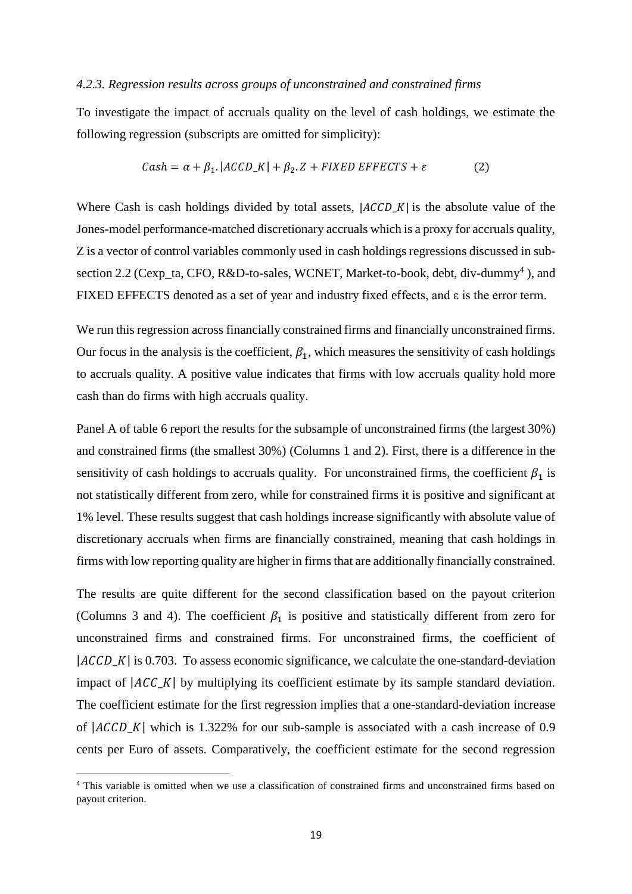### *4.2.3. Regression results across groups of unconstrained and constrained firms*

To investigate the impact of accruals quality on the level of cash holdings, we estimate the following regression (subscripts are omitted for simplicity):

$$Cash = \alpha + \beta_1.|ACCD\_K| + \beta_2.Z + FIXED\ EFFECTS + \varepsilon \qquad (2)$$

Where Cash is cash holdings divided by total assets, $|ACCD\_K|$ is the absolute value of the Jones-model performance-matched discretionary accruals which is a proxy for accruals quality, Z is a vector of control variables commonly used in cash holdings regressions discussed in sub-section 2.2 (Cexp_ta, CFO, R&D-to-sales, WCNET, Market-to-book, debt, div-dummy[4] ), and FIXED EFFECTS denoted as a set of year and industry fixed effects, and ε is the error term.

We run this regression across financially constrained firms and financially unconstrained firms. Our focus in the analysis is the coefficient, $\beta_1$, which measures the sensitivity of cash holdings to accruals quality. A positive value indicates that firms with low accruals quality hold more cash than do firms with high accruals quality.

Panel A of table 6 report the results for the subsample of unconstrained firms (the largest 30%) and constrained firms (the smallest 30%) (Columns 1 and 2). First, there is a difference in the sensitivity of cash holdings to accruals quality. For unconstrained firms, the coefficient $\beta_1$ is not statistically different from zero, while for constrained firms it is positive and significant at 1% level. These results suggest that cash holdings increase significantly with absolute value of discretionary accruals when firms are financially constrained, meaning that cash holdings in firms with low reporting quality are higher in firms that are additionally financially constrained.

The results are quite different for the second classification based on the payout criterion (Columns 3 and 4). The coefficient $\beta_1$ is positive and statistically different from zero for unconstrained firms and constrained firms. For unconstrained firms, the coefficient of $|ACCD\_K|$ is 0.703. To assess economic significance, we calculate the one-standard-deviation impact of $|ACC\_K|$ by multiplying its coefficient estimate by its sample standard deviation. The coefficient estimate for the first regression implies that a one-standard-deviation increase of $|ACCD\_K|$ which is 1.322% for our sub-sample is associated with a cash increase of 0.9 cents per Euro of assets. Comparatively, the coefficient estimate for the second regression

[4] This variable is omitted when we use a classification of constrained firms and unconstrained firms based on payout criterion.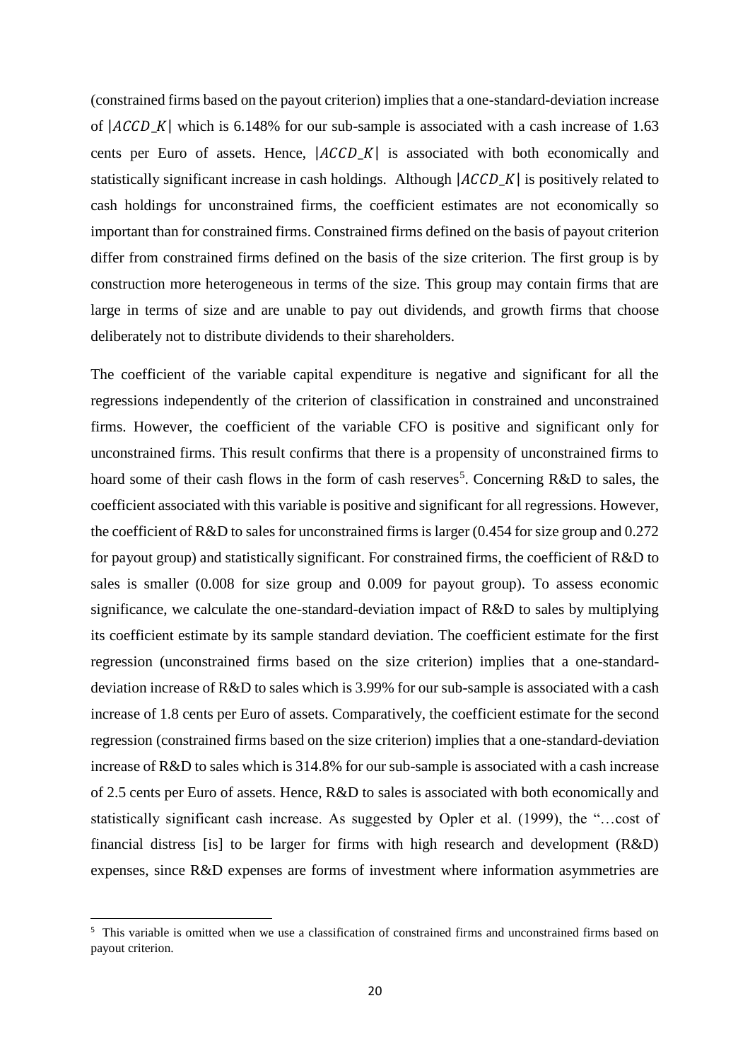(constrained firms based on the payout criterion) implies that a one-standard-deviation increase of $|ACCD\_K|$ which is 6.148% for our sub-sample is associated with a cash increase of 1.63 cents per Euro of assets. Hence, $|ACCD\_K|$ is associated with both economically and statistically significant increase in cash holdings. Although $|ACCD\_K|$ is positively related to cash holdings for unconstrained firms, the coefficient estimates are not economically so important than for constrained firms. Constrained firms defined on the basis of payout criterion differ from constrained firms defined on the basis of the size criterion. The first group is by construction more heterogeneous in terms of the size. This group may contain firms that are large in terms of size and are unable to pay out dividends, and growth firms that choose deliberately not to distribute dividends to their shareholders.

The coefficient of the variable capital expenditure is negative and significant for all the regressions independently of the criterion of classification in constrained and unconstrained firms. However, the coefficient of the variable CFO is positive and significant only for unconstrained firms. This result confirms that there is a propensity of unconstrained firms to hoard some of their cash flows in the form of cash reserves[5]. Concerning R&D to sales, the coefficient associated with this variable is positive and significant for all regressions. However, the coefficient of R&D to sales for unconstrained firms is larger (0.454 for size group and 0.272 for payout group) and statistically significant. For constrained firms, the coefficient of R&D to sales is smaller (0.008 for size group and 0.009 for payout group). To assess economic significance, we calculate the one-standard-deviation impact of R&D to sales by multiplying its coefficient estimate by its sample standard deviation. The coefficient estimate for the first regression (unconstrained firms based on the size criterion) implies that a one-standard-deviation increase of R&D to sales which is 3.99% for our sub-sample is associated with a cash increase of 1.8 cents per Euro of assets. Comparatively, the coefficient estimate for the second regression (constrained firms based on the size criterion) implies that a one-standard-deviation increase of R&D to sales which is 314.8% for our sub-sample is associated with a cash increase of 2.5 cents per Euro of assets. Hence, R&D to sales is associated with both economically and statistically significant cash increase. As suggested by Opler et al. (1999), the "…cost of financial distress [is] to be larger for firms with high research and development (R&D) expenses, since R&D expenses are forms of investment where information asymmetries are

[5] This variable is omitted when we use a classification of constrained firms and unconstrained firms based on payout criterion.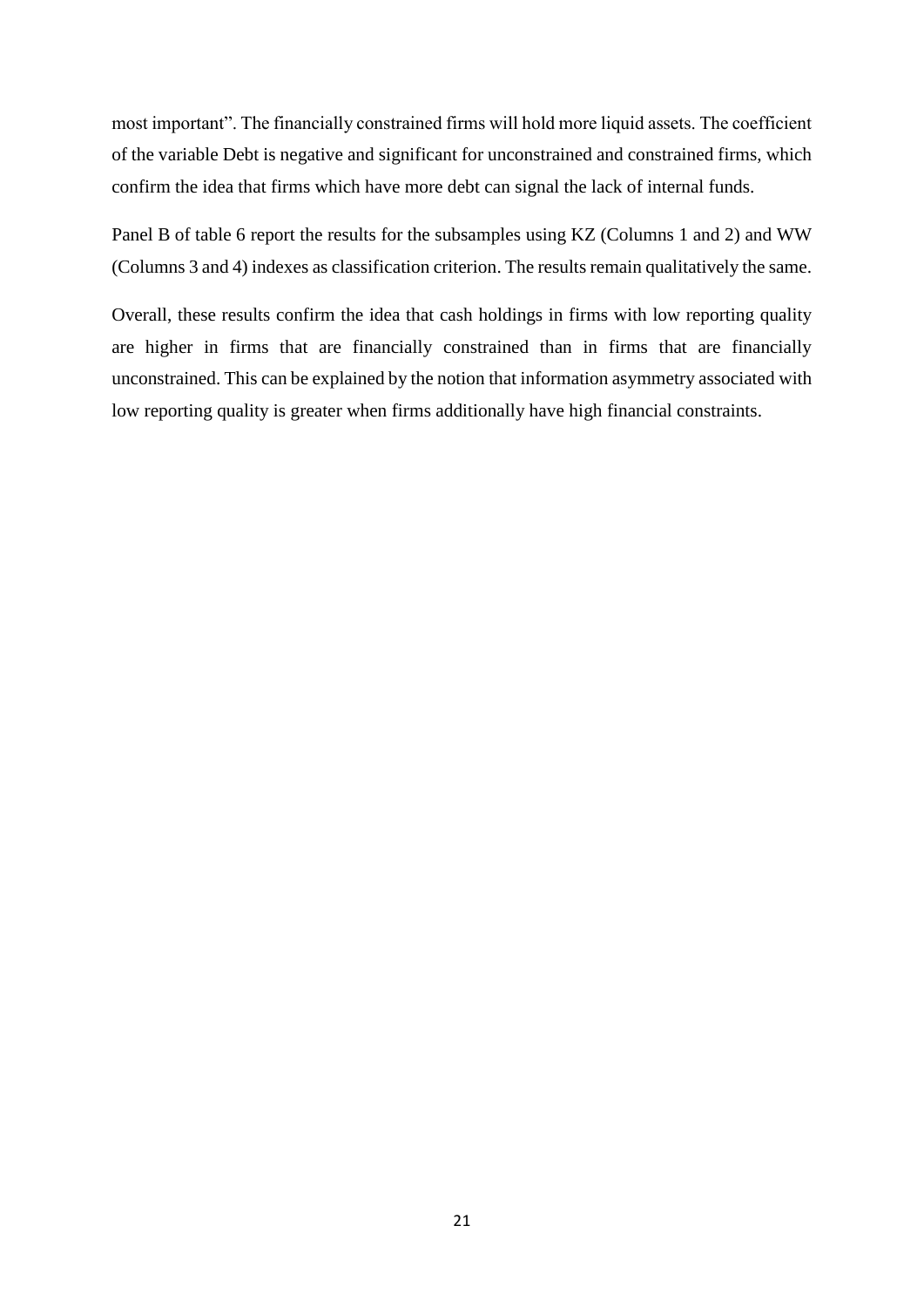most important". The financially constrained firms will hold more liquid assets. The coefficient of the variable Debt is negative and significant for unconstrained and constrained firms, which confirm the idea that firms which have more debt can signal the lack of internal funds.

Panel B of table 6 report the results for the subsamples using KZ (Columns 1 and 2) and WW (Columns 3 and 4) indexes as classification criterion. The results remain qualitatively the same.

Overall, these results confirm the idea that cash holdings in firms with low reporting quality are higher in firms that are financially constrained than in firms that are financially unconstrained. This can be explained by the notion that information asymmetry associated with low reporting quality is greater when firms additionally have high financial constraints.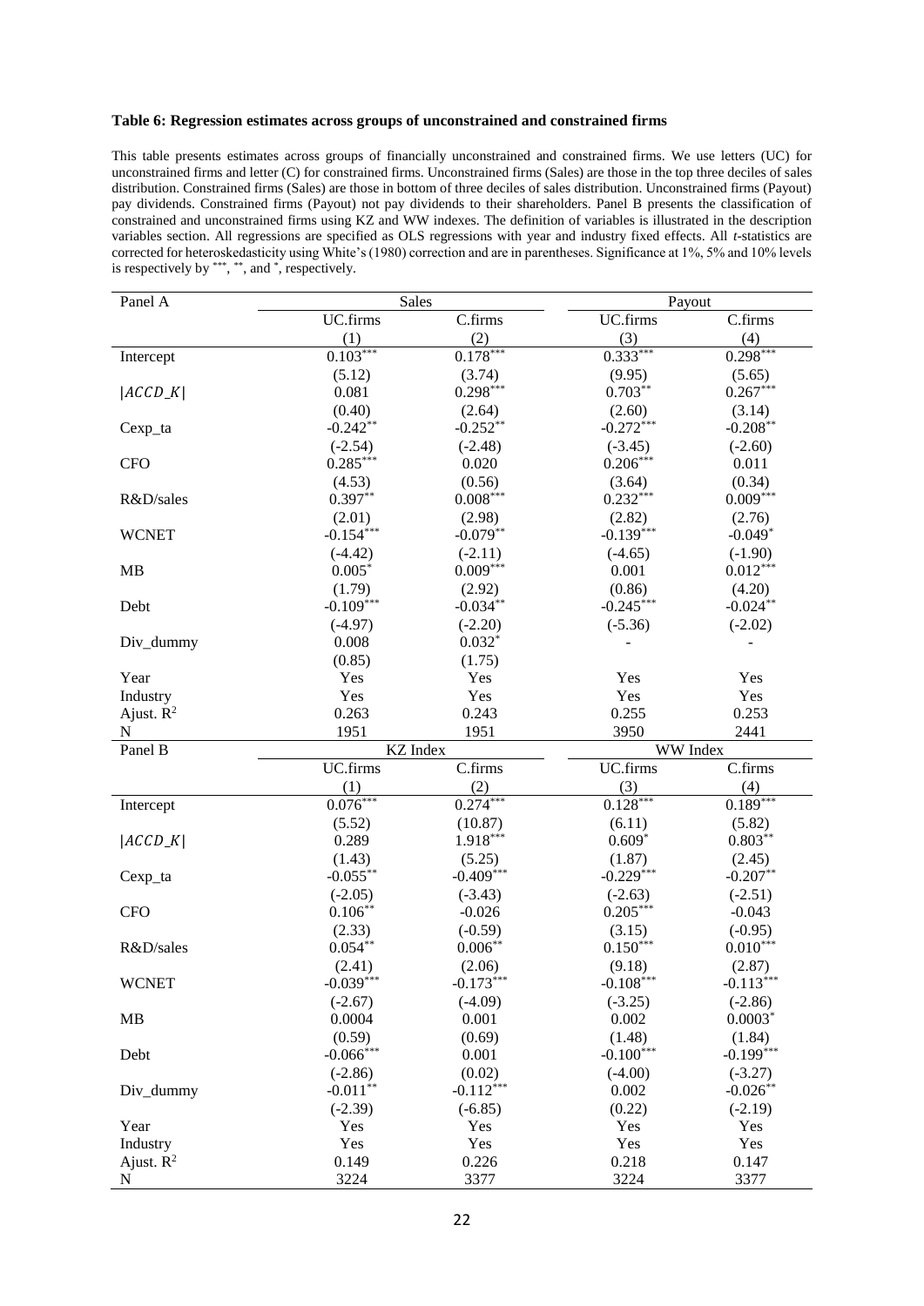**Table 6: Regression estimates across groups of unconstrained and constrained firms**

This table presents estimates across groups of financially unconstrained and constrained firms. We use letters (UC) for unconstrained firms and letter (C) for constrained firms. Unconstrained firms (Sales) are those in the top three deciles of sales distribution. Constrained firms (Sales) are those in bottom of three deciles of sales distribution. Unconstrained firms (Payout) pay dividends. Constrained firms (Payout) not pay dividends to their shareholders. Panel B presents the classification of constrained and unconstrained firms using KZ and WW indexes. The definition of variables is illustrated in the description variables section. All regressions are specified as OLS regressions with year and industry fixed effects. All *t*-statistics are corrected for heteroskedasticity using White's (1980) correction and are in parentheses. Significance at 1%, 5% and 10% levels is respectively by ***, **, and *, respectively.

| Panel A | Sales | | Payout | |
|---|---|---|---|---|
| | UC.firms | C.firms | UC.firms | C.firms |
| | (1) | (2) | (3) | (4) |
| Intercept | 0.103*** | 0.178*** | 0.333*** | 0.298*** |
| | (5.12) | (3.74) | (9.95) | (5.65) |
| $\|ACCD\_K\|$ | 0.081 | 0.298*** | 0.703** | 0.267*** |
| | (0.40) | (2.64) | (2.60) | (3.14) |
| Cexp_ta | -0.242** | -0.252** | -0.272*** | -0.208** |
| | (-2.54) | (-2.48) | (-3.45) | (-2.60) |
| CFO | 0.285*** | 0.020 | 0.206*** | 0.011 |
| | (4.53) | (0.56) | (3.64) | (0.34) |
| R&D/sales | 0.397** | 0.008*** | 0.232*** | 0.009*** |
| | (2.01) | (2.98) | (2.82) | (2.76) |
| WCNET | -0.154*** | -0.079** | -0.139*** | -0.049* |
| | (-4.42) | (-2.11) | (-4.65) | (-1.90) |
| MB | 0.005* | 0.009*** | 0.001 | 0.012*** |
| | (1.79) | (2.92) | (0.86) | (4.20) |
| Debt | -0.109*** | -0.034** | -0.245*** | -0.024** |
| | (-4.97) | (-2.20) | (-5.36) | (-2.02) |
| Div_dummy | 0.008 | 0.032* | - | - |
| | (0.85) | (1.75) | | |
| Year | Yes | Yes | Yes | Yes |
| Industry | Yes | Yes | Yes | Yes |
| Ajust. $R^2$ | 0.263 | 0.243 | 0.255 | 0.253 |
| N | 1951 | 1951 | 3950 | 2441 |
| **Panel B** | **KZ Index** | | **WW Index** | |
| | UC.firms | C.firms | UC.firms | C.firms |
| | (1) | (2) | (3) | (4) |
| Intercept | 0.076*** | 0.274*** | 0.128*** | 0.189*** |
| | (5.52) | (10.87) | (6.11) | (5.82) |
| $\|ACCD\_K\|$ | 0.289 | 1.918*** | 0.609* | 0.803** |
| | (1.43) | (5.25) | (1.87) | (2.45) |
| Cexp_ta | -0.055** | -0.409*** | -0.229*** | -0.207** |
| | (-2.05) | (-3.43) | (-2.63) | (-2.51) |
| CFO | 0.106** | -0.026 | 0.205*** | -0.043 |
| | (2.33) | (-0.59) | (3.15) | (-0.95) |
| R&D/sales | 0.054** | 0.006** | 0.150*** | 0.010*** |
| | (2.41) | (2.06) | (9.18) | (2.87) |
| WCNET | -0.039*** | -0.173*** | -0.108*** | -0.113*** |
| | (-2.67) | (-4.09) | (-3.25) | (-2.86) |
| MB | 0.0004 | 0.001 | 0.002 | 0.0003* |
| | (0.59) | (0.69) | (1.48) | (1.84) |
| Debt | -0.066*** | 0.001 | -0.100*** | -0.199*** |
| | (-2.86) | (0.02) | (-4.00) | (-3.27) |
| Div_dummy | -0.011** | -0.112*** | 0.002 | -0.026** |
| | (-2.39) | (-6.85) | (0.22) | (-2.19) |
| Year | Yes | Yes | Yes | Yes |
| Industry | Yes | Yes | Yes | Yes |
| Ajust. $R^2$ | 0.149 | 0.226 | 0.218 | 0.147 |
| N | 3224 | 3377 | 3224 | 3377 |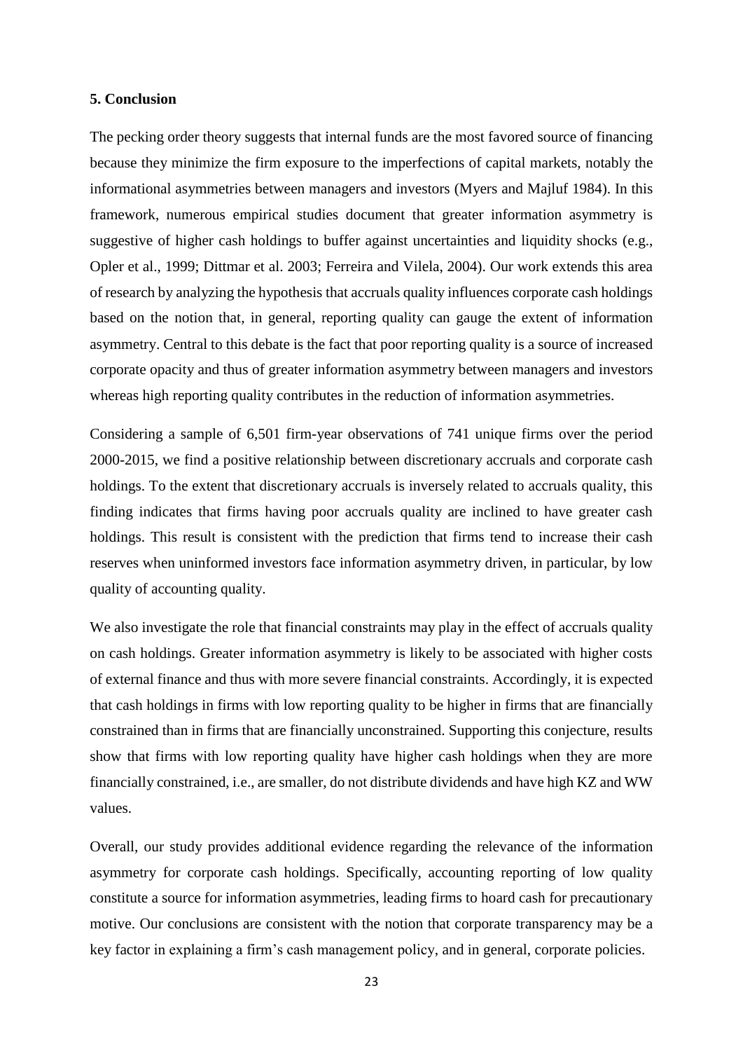**5. Conclusion**

The pecking order theory suggests that internal funds are the most favored source of financing because they minimize the firm exposure to the imperfections of capital markets, notably the informational asymmetries between managers and investors (Myers and Majluf 1984). In this framework, numerous empirical studies document that greater information asymmetry is suggestive of higher cash holdings to buffer against uncertainties and liquidity shocks (e.g., Opler et al., 1999; Dittmar et al. 2003; Ferreira and Vilela, 2004). Our work extends this area of research by analyzing the hypothesis that accruals quality influences corporate cash holdings based on the notion that, in general, reporting quality can gauge the extent of information asymmetry. Central to this debate is the fact that poor reporting quality is a source of increased corporate opacity and thus of greater information asymmetry between managers and investors whereas high reporting quality contributes in the reduction of information asymmetries.

Considering a sample of 6,501 firm-year observations of 741 unique firms over the period 2000-2015, we find a positive relationship between discretionary accruals and corporate cash holdings. To the extent that discretionary accruals is inversely related to accruals quality, this finding indicates that firms having poor accruals quality are inclined to have greater cash holdings. This result is consistent with the prediction that firms tend to increase their cash reserves when uninformed investors face information asymmetry driven, in particular, by low quality of accounting quality.

We also investigate the role that financial constraints may play in the effect of accruals quality on cash holdings. Greater information asymmetry is likely to be associated with higher costs of external finance and thus with more severe financial constraints. Accordingly, it is expected that cash holdings in firms with low reporting quality to be higher in firms that are financially constrained than in firms that are financially unconstrained. Supporting this conjecture, results show that firms with low reporting quality have higher cash holdings when they are more financially constrained, i.e., are smaller, do not distribute dividends and have high KZ and WW values.

Overall, our study provides additional evidence regarding the relevance of the information asymmetry for corporate cash holdings. Specifically, accounting reporting of low quality constitute a source for information asymmetries, leading firms to hoard cash for precautionary motive. Our conclusions are consistent with the notion that corporate transparency may be a key factor in explaining a firm's cash management policy, and in general, corporate policies.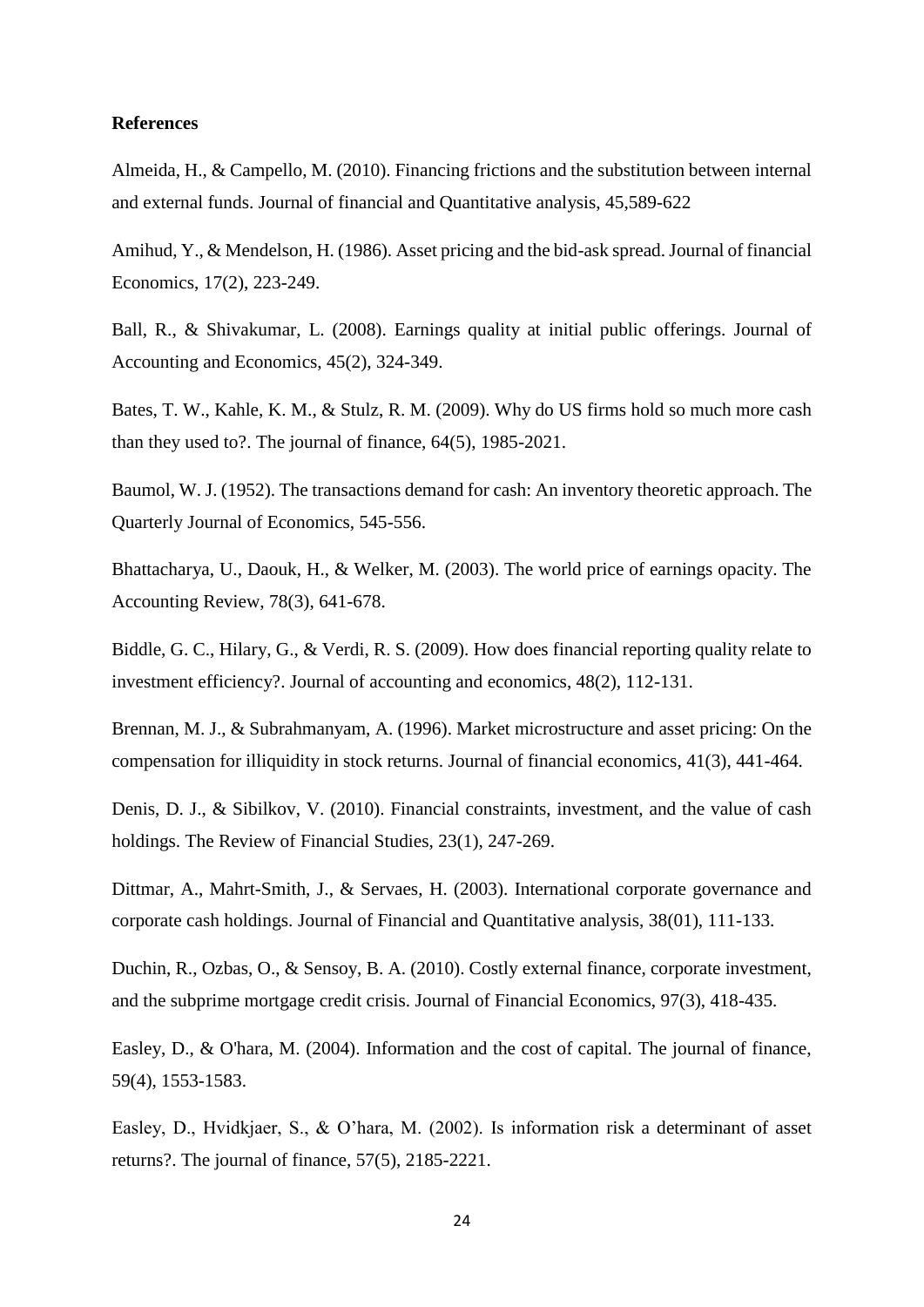**References**

Almeida, H., & Campello, M. (2010). Financing frictions and the substitution between internal and external funds. Journal of financial and Quantitative analysis, 45,589-622

Amihud, Y., & Mendelson, H. (1986). Asset pricing and the bid-ask spread. Journal of financial Economics, 17(2), 223-249.

Ball, R., & Shivakumar, L. (2008). Earnings quality at initial public offerings. Journal of Accounting and Economics, 45(2), 324-349.

Bates, T. W., Kahle, K. M., & Stulz, R. M. (2009). Why do US firms hold so much more cash than they used to?. The journal of finance, 64(5), 1985-2021.

Baumol, W. J. (1952). The transactions demand for cash: An inventory theoretic approach. The Quarterly Journal of Economics, 545-556.

Bhattacharya, U., Daouk, H., & Welker, M. (2003). The world price of earnings opacity. The Accounting Review, 78(3), 641-678.

Biddle, G. C., Hilary, G., & Verdi, R. S. (2009). How does financial reporting quality relate to investment efficiency?. Journal of accounting and economics, 48(2), 112-131.

Brennan, M. J., & Subrahmanyam, A. (1996). Market microstructure and asset pricing: On the compensation for illiquidity in stock returns. Journal of financial economics, 41(3), 441-464.

Denis, D. J., & Sibilkov, V. (2010). Financial constraints, investment, and the value of cash holdings. The Review of Financial Studies, 23(1), 247-269.

Dittmar, A., Mahrt-Smith, J., & Servaes, H. (2003). International corporate governance and corporate cash holdings. Journal of Financial and Quantitative analysis, 38(01), 111-133.

Duchin, R., Ozbas, O., & Sensoy, B. A. (2010). Costly external finance, corporate investment, and the subprime mortgage credit crisis. Journal of Financial Economics, 97(3), 418-435.

Easley, D., & O'hara, M. (2004). Information and the cost of capital. The journal of finance, 59(4), 1553-1583.

Easley, D., Hvidkjaer, S., & O'hara, M. (2002). Is information risk a determinant of asset returns?. The journal of finance, 57(5), 2185-2221.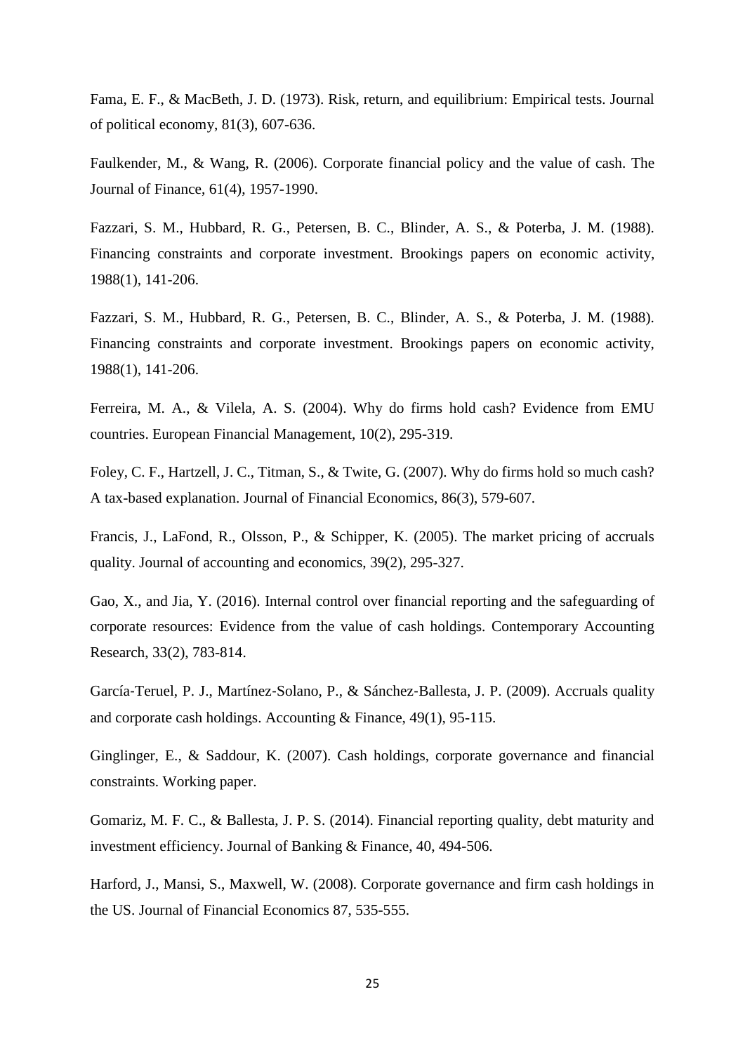Fama, E. F., & MacBeth, J. D. (1973). Risk, return, and equilibrium: Empirical tests. Journal of political economy, 81(3), 607-636.

Faulkender, M., & Wang, R. (2006). Corporate financial policy and the value of cash. The Journal of Finance, 61(4), 1957-1990.

Fazzari, S. M., Hubbard, R. G., Petersen, B. C., Blinder, A. S., & Poterba, J. M. (1988). Financing constraints and corporate investment. Brookings papers on economic activity, 1988(1), 141-206.

Fazzari, S. M., Hubbard, R. G., Petersen, B. C., Blinder, A. S., & Poterba, J. M. (1988). Financing constraints and corporate investment. Brookings papers on economic activity, 1988(1), 141-206.

Ferreira, M. A., & Vilela, A. S. (2004). Why do firms hold cash? Evidence from EMU countries. European Financial Management, 10(2), 295-319.

Foley, C. F., Hartzell, J. C., Titman, S., & Twite, G. (2007). Why do firms hold so much cash? A tax-based explanation. Journal of Financial Economics, 86(3), 579-607.

Francis, J., LaFond, R., Olsson, P., & Schipper, K. (2005). The market pricing of accruals quality. Journal of accounting and economics, 39(2), 295-327.

Gao, X., and Jia, Y. (2016). Internal control over financial reporting and the safeguarding of corporate resources: Evidence from the value of cash holdings. Contemporary Accounting Research, 33(2), 783-814.

García-Teruel, P. J., Martínez-Solano, P., & Sánchez-Ballesta, J. P. (2009). Accruals quality and corporate cash holdings. Accounting & Finance, 49(1), 95-115.

Ginglinger, E., & Saddour, K. (2007). Cash holdings, corporate governance and financial constraints. Working paper.

Gomariz, M. F. C., & Ballesta, J. P. S. (2014). Financial reporting quality, debt maturity and investment efficiency. Journal of Banking & Finance, 40, 494-506.

Harford, J., Mansi, S., Maxwell, W. (2008). Corporate governance and firm cash holdings in the US. Journal of Financial Economics 87, 535-555.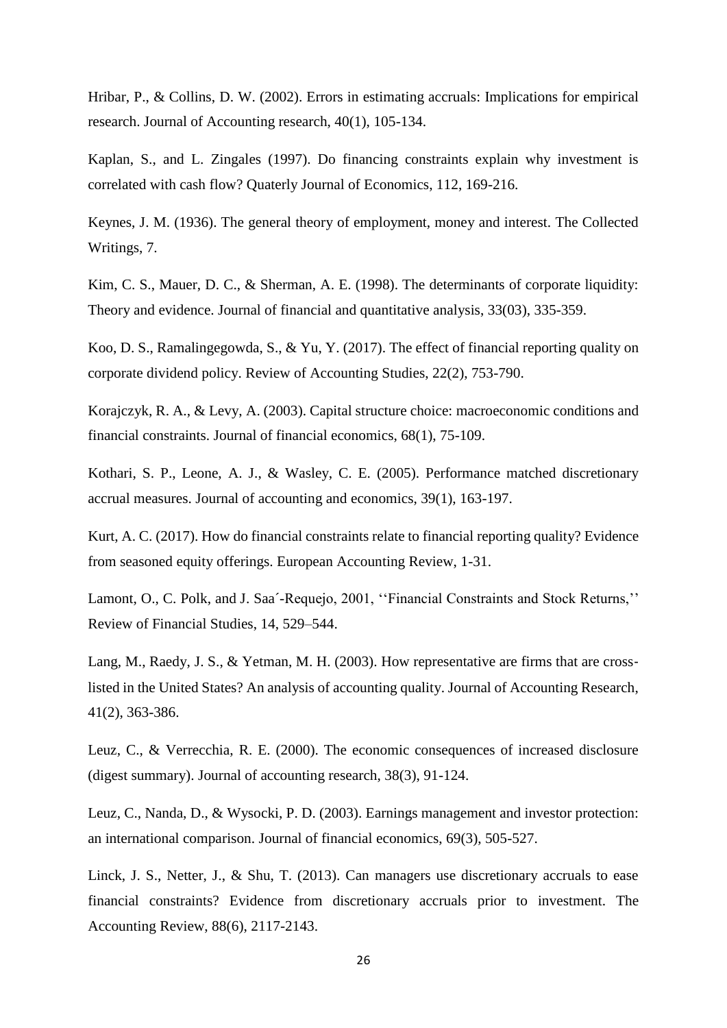Hribar, P., & Collins, D. W. (2002). Errors in estimating accruals: Implications for empirical research. Journal of Accounting research, 40(1), 105-134.

Kaplan, S., and L. Zingales (1997). Do financing constraints explain why investment is correlated with cash flow? Quaterly Journal of Economics, 112, 169-216.

Keynes, J. M. (1936). The general theory of employment, money and interest. The Collected Writings, 7.

Kim, C. S., Mauer, D. C., & Sherman, A. E. (1998). The determinants of corporate liquidity: Theory and evidence. Journal of financial and quantitative analysis, 33(03), 335-359.

Koo, D. S., Ramalingegowda, S., & Yu, Y. (2017). The effect of financial reporting quality on corporate dividend policy. Review of Accounting Studies, 22(2), 753-790.

Korajczyk, R. A., & Levy, A. (2003). Capital structure choice: macroeconomic conditions and financial constraints. Journal of financial economics, 68(1), 75-109.

Kothari, S. P., Leone, A. J., & Wasley, C. E. (2005). Performance matched discretionary accrual measures. Journal of accounting and economics, 39(1), 163-197.

Kurt, A. C. (2017). How do financial constraints relate to financial reporting quality? Evidence from seasoned equity offerings. European Accounting Review, 1-31.

Lamont, O., C. Polk, and J. Saa´-Requejo, 2001, ''Financial Constraints and Stock Returns,'' Review of Financial Studies, 14, 529–544.

Lang, M., Raedy, J. S., & Yetman, M. H. (2003). How representative are firms that are cross-listed in the United States? An analysis of accounting quality. Journal of Accounting Research, 41(2), 363-386.

Leuz, C., & Verrecchia, R. E. (2000). The economic consequences of increased disclosure (digest summary). Journal of accounting research, 38(3), 91-124.

Leuz, C., Nanda, D., & Wysocki, P. D. (2003). Earnings management and investor protection: an international comparison. Journal of financial economics, 69(3), 505-527.

Linck, J. S., Netter, J., & Shu, T. (2013). Can managers use discretionary accruals to ease financial constraints? Evidence from discretionary accruals prior to investment. The Accounting Review, 88(6), 2117-2143.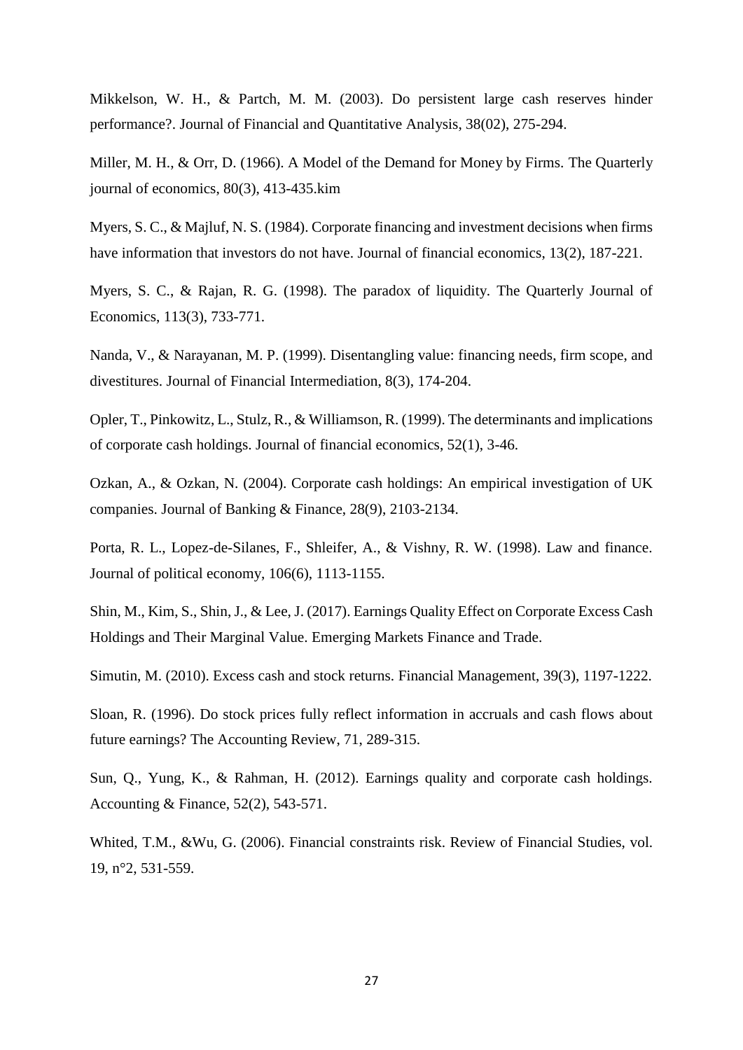Mikkelson, W. H., & Partch, M. M. (2003). Do persistent large cash reserves hinder performance?. Journal of Financial and Quantitative Analysis, 38(02), 275-294.

Miller, M. H., & Orr, D. (1966). A Model of the Demand for Money by Firms. The Quarterly journal of economics, 80(3), 413-435.kim

Myers, S. C., & Majluf, N. S. (1984). Corporate financing and investment decisions when firms have information that investors do not have. Journal of financial economics, 13(2), 187-221.

Myers, S. C., & Rajan, R. G. (1998). The paradox of liquidity. The Quarterly Journal of Economics, 113(3), 733-771.

Nanda, V., & Narayanan, M. P. (1999). Disentangling value: financing needs, firm scope, and divestitures. Journal of Financial Intermediation, 8(3), 174-204.

Opler, T., Pinkowitz, L., Stulz, R., & Williamson, R. (1999). The determinants and implications of corporate cash holdings. Journal of financial economics, 52(1), 3-46.

Ozkan, A., & Ozkan, N. (2004). Corporate cash holdings: An empirical investigation of UK companies. Journal of Banking & Finance, 28(9), 2103-2134.

Porta, R. L., Lopez-de-Silanes, F., Shleifer, A., & Vishny, R. W. (1998). Law and finance. Journal of political economy, 106(6), 1113-1155.

Shin, M., Kim, S., Shin, J., & Lee, J. (2017). Earnings Quality Effect on Corporate Excess Cash Holdings and Their Marginal Value. Emerging Markets Finance and Trade.

Simutin, M. (2010). Excess cash and stock returns. Financial Management, 39(3), 1197-1222.

Sloan, R. (1996). Do stock prices fully reflect information in accruals and cash flows about future earnings? The Accounting Review, 71, 289-315.

Sun, Q., Yung, K., & Rahman, H. (2012). Earnings quality and corporate cash holdings. Accounting & Finance, 52(2), 543-571.

Whited, T.M., &Wu, G. (2006). Financial constraints risk. Review of Financial Studies, vol. 19, n°2, 531-559.